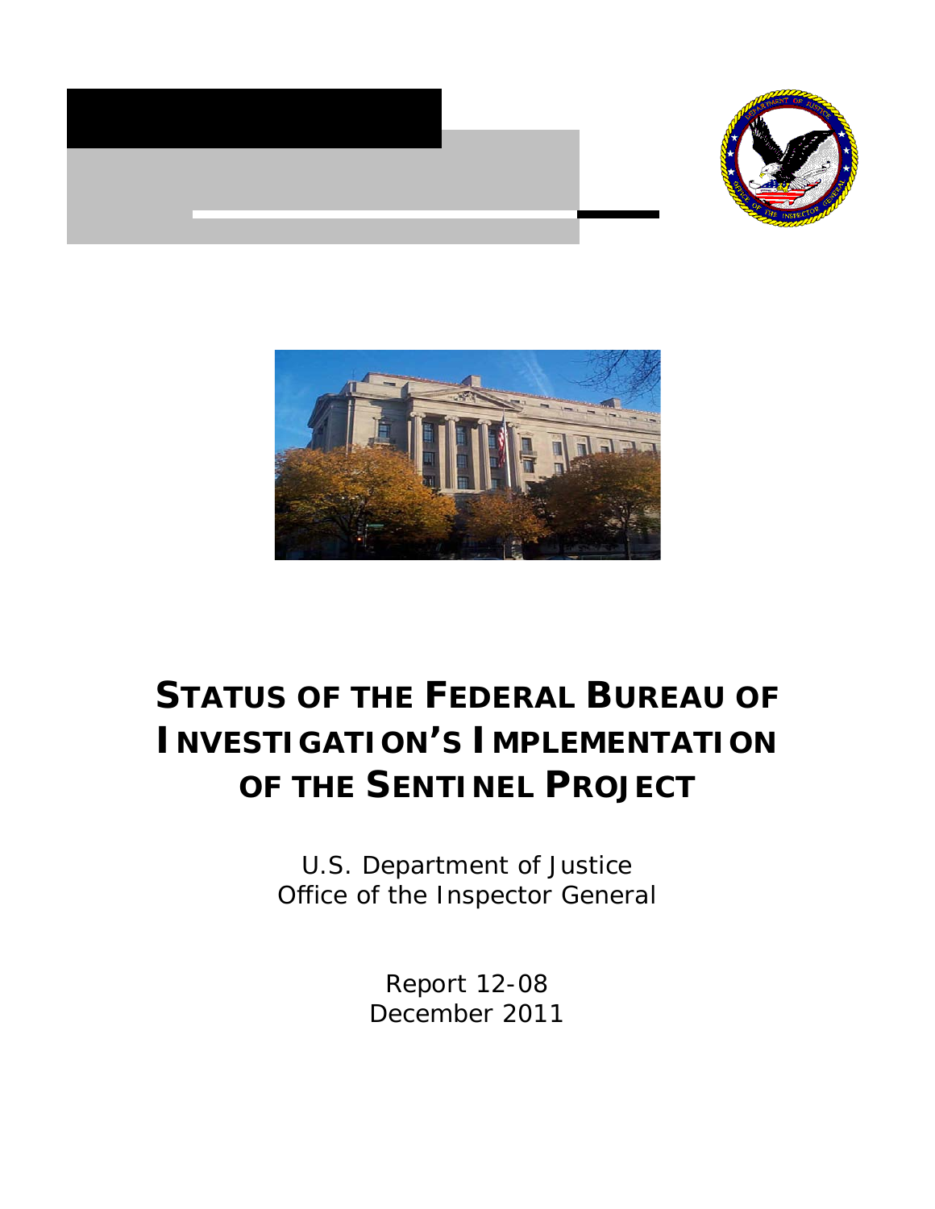# STATUS OF THE FEDERAL BUREAU OF INVESTIGATION'S IMPLEMENTATION OF THE SENTINEL PROJECT

U.S. Department of Justice
Office of the Inspector General

Report 12-08
December 2011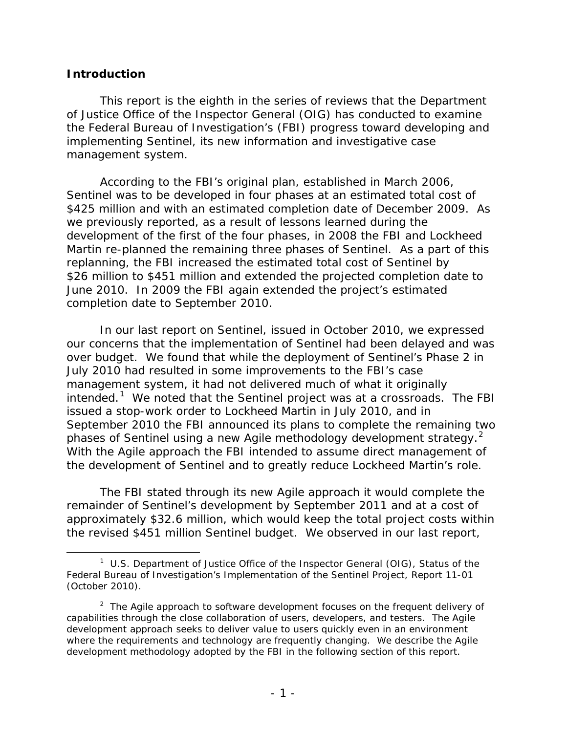## Introduction

This report is the eighth in the series of reviews that the Department of Justice Office of the Inspector General (OIG) has conducted to examine the Federal Bureau of Investigation's (FBI) progress toward developing and implementing Sentinel, its new information and investigative case management system.

According to the FBI's original plan, established in March 2006, Sentinel was to be developed in four phases at an estimated total cost of $425 million and with an estimated completion date of December 2009. As we previously reported, as a result of lessons learned during the development of the first of the four phases, in 2008 the FBI and Lockheed Martin re-planned the remaining three phases of Sentinel. As a part of this replanning, the FBI increased the estimated total cost of Sentinel by $26 million to $451 million and extended the projected completion date to June 2010. In 2009 the FBI again extended the project's estimated completion date to September 2010.

In our last report on Sentinel, issued in October 2010, we expressed our concerns that the implementation of Sentinel had been delayed and was over budget. We found that while the deployment of Sentinel's Phase 2 in July 2010 had resulted in some improvements to the FBI's case management system, it had not delivered much of what it originally intended.[1] We noted that the Sentinel project was at a crossroads. The FBI issued a stop-work order to Lockheed Martin in July 2010, and in September 2010 the FBI announced its plans to complete the remaining two phases of Sentinel using a new Agile methodology development strategy.[2] With the Agile approach the FBI intended to assume direct management of the development of Sentinel and to greatly reduce Lockheed Martin's role.

The FBI stated through its new Agile approach it would complete the remainder of Sentinel's development by September 2011 and at a cost of approximately $32.6 million, which would keep the total project costs within the revised $451 million Sentinel budget. We observed in our last report,

---

[1] U.S. Department of Justice Office of the Inspector General (OIG), Status of the Federal Bureau of Investigation's Implementation of the Sentinel Project, Report 11-01 (October 2010).

[2] The Agile approach to software development focuses on the frequent delivery of capabilities through the close collaboration of users, developers, and testers. The Agile development approach seeks to deliver value to users quickly even in an environment where the requirements and technology are frequently changing. We describe the Agile development methodology adopted by the FBI in the following section of this report.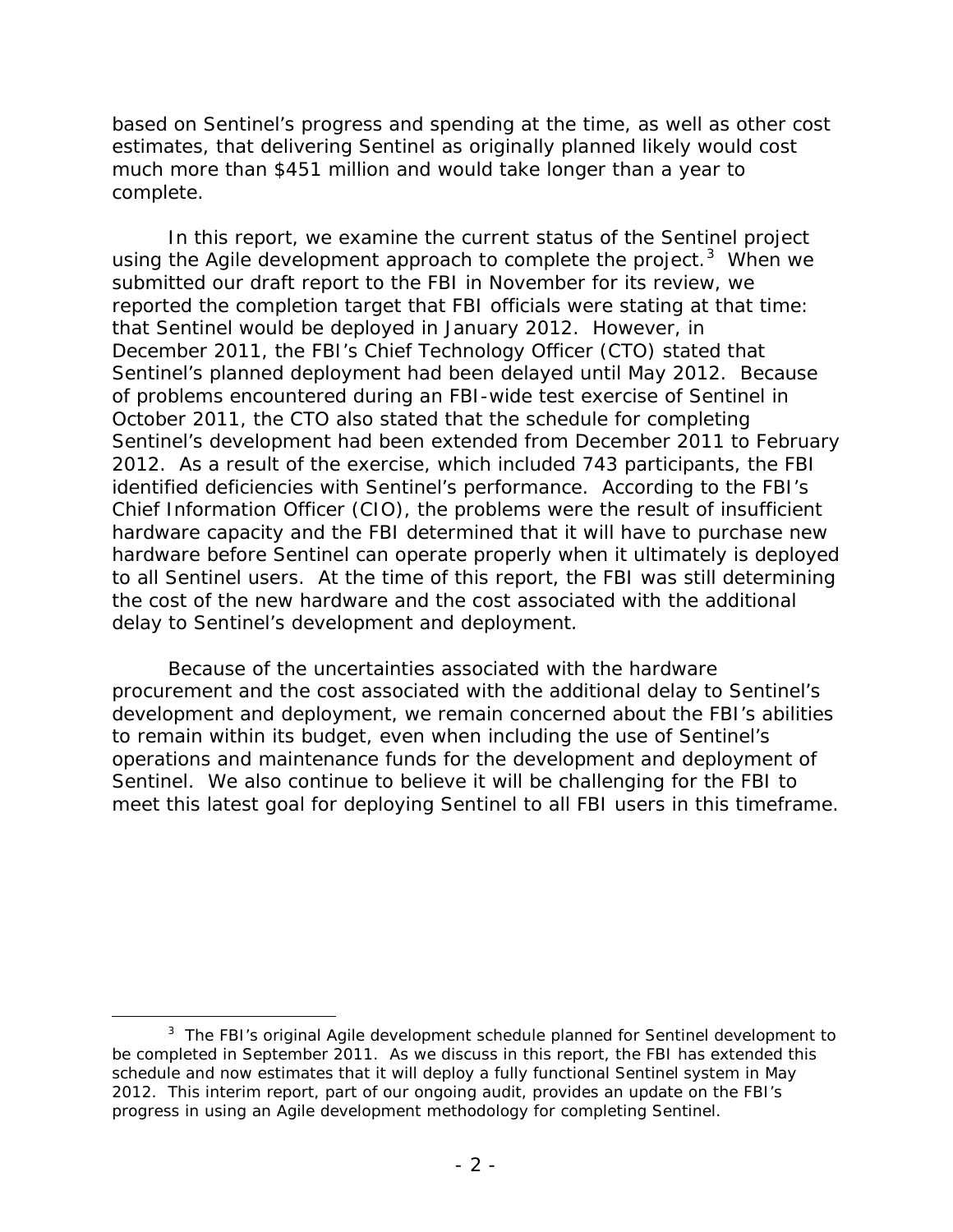based on Sentinel's progress and spending at the time, as well as other cost estimates, that delivering Sentinel as originally planned likely would cost much more than $451 million and would take longer than a year to complete.

In this report, we examine the current status of the Sentinel project using the Agile development approach to complete the project.[3] When we submitted our draft report to the FBI in November for its review, we reported the completion target that FBI officials were stating at that time: that Sentinel would be deployed in January 2012. However, in December 2011, the FBI's Chief Technology Officer (CTO) stated that Sentinel's planned deployment had been delayed until May 2012. Because of problems encountered during an FBI-wide test exercise of Sentinel in October 2011, the CTO also stated that the schedule for completing Sentinel's development had been extended from December 2011 to February 2012. As a result of the exercise, which included 743 participants, the FBI identified deficiencies with Sentinel's performance. According to the FBI's Chief Information Officer (CIO), the problems were the result of insufficient hardware capacity and the FBI determined that it will have to purchase new hardware before Sentinel can operate properly when it ultimately is deployed to all Sentinel users. At the time of this report, the FBI was still determining the cost of the new hardware and the cost associated with the additional delay to Sentinel's development and deployment.

Because of the uncertainties associated with the hardware procurement and the cost associated with the additional delay to Sentinel's development and deployment, we remain concerned about the FBI's abilities to remain within its budget, even when including the use of Sentinel's operations and maintenance funds for the development and deployment of Sentinel. We also continue to believe it will be challenging for the FBI to meet this latest goal for deploying Sentinel to all FBI users in this timeframe.

[3] The FBI's original Agile development schedule planned for Sentinel development to be completed in September 2011. As we discuss in this report, the FBI has extended this schedule and now estimates that it will deploy a fully functional Sentinel system in May 2012. This interim report, part of our ongoing audit, provides an update on the FBI's progress in using an Agile development methodology for completing Sentinel.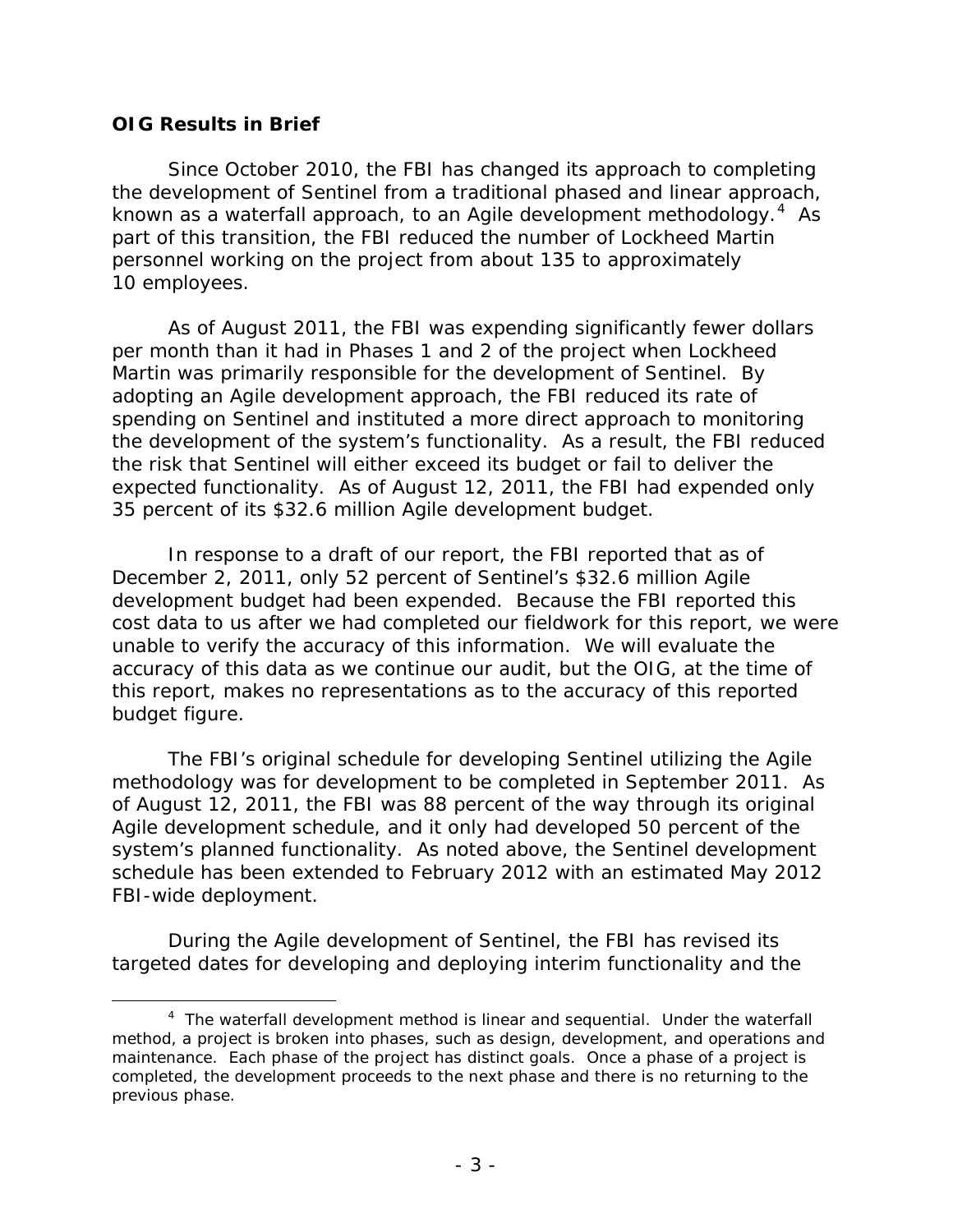**OIG Results in Brief**

Since October 2010, the FBI has changed its approach to completing the development of Sentinel from a traditional phased and linear approach, known as a waterfall approach, to an Agile development methodology.[4] As part of this transition, the FBI reduced the number of Lockheed Martin personnel working on the project from about 135 to approximately 10 employees.

As of August 2011, the FBI was expending significantly fewer dollars per month than it had in Phases 1 and 2 of the project when Lockheed Martin was primarily responsible for the development of Sentinel. By adopting an Agile development approach, the FBI reduced its rate of spending on Sentinel and instituted a more direct approach to monitoring the development of the system's functionality. As a result, the FBI reduced the risk that Sentinel will either exceed its budget or fail to deliver the expected functionality. As of August 12, 2011, the FBI had expended only 35 percent of its $32.6 million Agile development budget.

In response to a draft of our report, the FBI reported that as of December 2, 2011, only 52 percent of Sentinel's $32.6 million Agile development budget had been expended. Because the FBI reported this cost data to us after we had completed our fieldwork for this report, we were unable to verify the accuracy of this information. We will evaluate the accuracy of this data as we continue our audit, but the OIG, at the time of this report, makes no representations as to the accuracy of this reported budget figure.

The FBI's original schedule for developing Sentinel utilizing the Agile methodology was for development to be completed in September 2011. As of August 12, 2011, the FBI was 88 percent of the way through its original Agile development schedule, and it only had developed 50 percent of the system's planned functionality. As noted above, the Sentinel development schedule has been extended to February 2012 with an estimated May 2012 FBI-wide deployment.

During the Agile development of Sentinel, the FBI has revised its targeted dates for developing and deploying interim functionality and the

[4] The waterfall development method is linear and sequential. Under the waterfall method, a project is broken into phases, such as design, development, and operations and maintenance. Each phase of the project has distinct goals. Once a phase of a project is completed, the development proceeds to the next phase and there is no returning to the previous phase.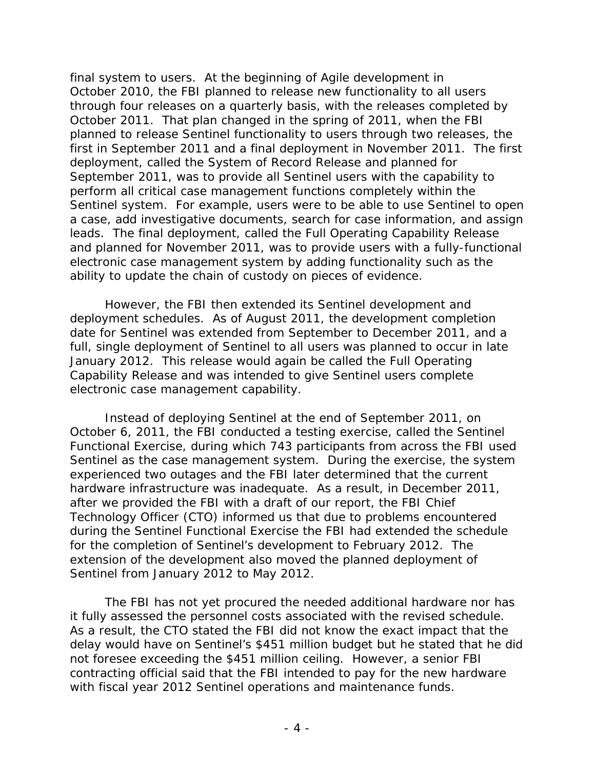final system to users. At the beginning of Agile development in October 2010, the FBI planned to release new functionality to all users through four releases on a quarterly basis, with the releases completed by October 2011. That plan changed in the spring of 2011, when the FBI planned to release Sentinel functionality to users through two releases, the first in September 2011 and a final deployment in November 2011. The first deployment, called the System of Record Release and planned for September 2011, was to provide all Sentinel users with the capability to perform all critical case management functions completely within the Sentinel system. For example, users were to be able to use Sentinel to open a case, add investigative documents, search for case information, and assign leads. The final deployment, called the Full Operating Capability Release and planned for November 2011, was to provide users with a fully-functional electronic case management system by adding functionality such as the ability to update the chain of custody on pieces of evidence.

However, the FBI then extended its Sentinel development and deployment schedules. As of August 2011, the development completion date for Sentinel was extended from September to December 2011, and a full, single deployment of Sentinel to all users was planned to occur in late January 2012. This release would again be called the Full Operating Capability Release and was intended to give Sentinel users complete electronic case management capability.

Instead of deploying Sentinel at the end of September 2011, on October 6, 2011, the FBI conducted a testing exercise, called the Sentinel Functional Exercise, during which 743 participants from across the FBI used Sentinel as the case management system. During the exercise, the system experienced two outages and the FBI later determined that the current hardware infrastructure was inadequate. As a result, in December 2011, after we provided the FBI with a draft of our report, the FBI Chief Technology Officer (CTO) informed us that due to problems encountered during the Sentinel Functional Exercise the FBI had extended the schedule for the completion of Sentinel's development to February 2012. The extension of the development also moved the planned deployment of Sentinel from January 2012 to May 2012.

The FBI has not yet procured the needed additional hardware nor has it fully assessed the personnel costs associated with the revised schedule. As a result, the CTO stated the FBI did not know the exact impact that the delay would have on Sentinel's $451 million budget but he stated that he did not foresee exceeding the $451 million ceiling. However, a senior FBI contracting official said that the FBI intended to pay for the new hardware with fiscal year 2012 Sentinel operations and maintenance funds.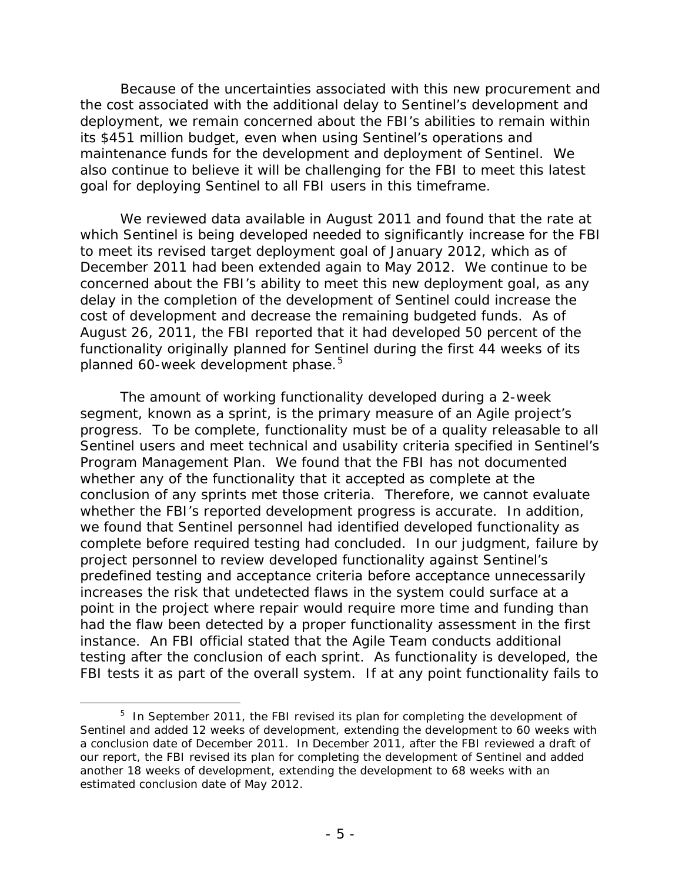Because of the uncertainties associated with this new procurement and the cost associated with the additional delay to Sentinel's development and deployment, we remain concerned about the FBI's abilities to remain within its $451 million budget, even when using Sentinel's operations and maintenance funds for the development and deployment of Sentinel. We also continue to believe it will be challenging for the FBI to meet this latest goal for deploying Sentinel to all FBI users in this timeframe.

We reviewed data available in August 2011 and found that the rate at which Sentinel is being developed needed to significantly increase for the FBI to meet its revised target deployment goal of January 2012, which as of December 2011 had been extended again to May 2012. We continue to be concerned about the FBI's ability to meet this new deployment goal, as any delay in the completion of the development of Sentinel could increase the cost of development and decrease the remaining budgeted funds. As of August 26, 2011, the FBI reported that it had developed 50 percent of the functionality originally planned for Sentinel during the first 44 weeks of its planned 60-week development phase.[5]

The amount of working functionality developed during a 2-week segment, known as a sprint, is the primary measure of an Agile project's progress. To be complete, functionality must be of a quality releasable to all Sentinel users and meet technical and usability criteria specified in Sentinel's Program Management Plan. We found that the FBI has not documented whether any of the functionality that it accepted as complete at the conclusion of any sprints met those criteria. Therefore, we cannot evaluate whether the FBI's reported development progress is accurate. In addition, we found that Sentinel personnel had identified developed functionality as complete before required testing had concluded. In our judgment, failure by project personnel to review developed functionality against Sentinel's predefined testing and acceptance criteria before acceptance unnecessarily increases the risk that undetected flaws in the system could surface at a point in the project where repair would require more time and funding than had the flaw been detected by a proper functionality assessment in the first instance. An FBI official stated that the Agile Team conducts additional testing after the conclusion of each sprint. As functionality is developed, the FBI tests it as part of the overall system. If at any point functionality fails to

[5] In September 2011, the FBI revised its plan for completing the development of Sentinel and added 12 weeks of development, extending the development to 60 weeks with a conclusion date of December 2011. In December 2011, after the FBI reviewed a draft of our report, the FBI revised its plan for completing the development of Sentinel and added another 18 weeks of development, extending the development to 68 weeks with an estimated conclusion date of May 2012.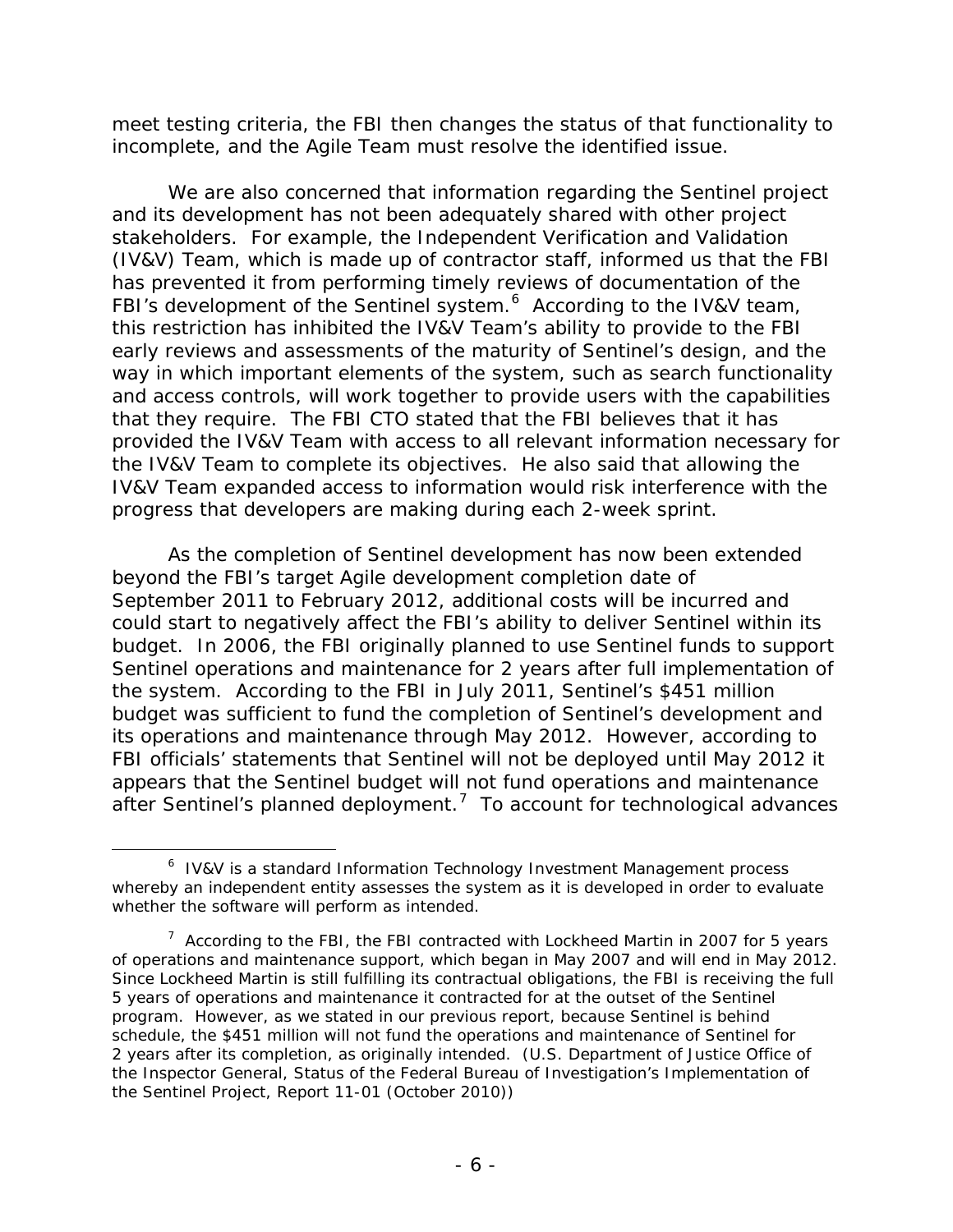meet testing criteria, the FBI then changes the status of that functionality to incomplete, and the Agile Team must resolve the identified issue.

We are also concerned that information regarding the Sentinel project and its development has not been adequately shared with other project stakeholders. For example, the Independent Verification and Validation (IV&V) Team, which is made up of contractor staff, informed us that the FBI has prevented it from performing timely reviews of documentation of the FBI's development of the Sentinel system.[6] According to the IV&V team, this restriction has inhibited the IV&V Team's ability to provide to the FBI early reviews and assessments of the maturity of Sentinel's design, and the way in which important elements of the system, such as search functionality and access controls, will work together to provide users with the capabilities that they require. The FBI CTO stated that the FBI believes that it has provided the IV&V Team with access to all relevant information necessary for the IV&V Team to complete its objectives. He also said that allowing the IV&V Team expanded access to information would risk interference with the progress that developers are making during each 2-week sprint.

As the completion of Sentinel development has now been extended beyond the FBI's target Agile development completion date of September 2011 to February 2012, additional costs will be incurred and could start to negatively affect the FBI's ability to deliver Sentinel within its budget. In 2006, the FBI originally planned to use Sentinel funds to support Sentinel operations and maintenance for 2 years after full implementation of the system. According to the FBI in July 2011, Sentinel's $451 million budget was sufficient to fund the completion of Sentinel's development and its operations and maintenance through May 2012. However, according to FBI officials' statements that Sentinel will not be deployed until May 2012 it appears that the Sentinel budget will not fund operations and maintenance after Sentinel's planned deployment.[7] To account for technological advances

---

[6] IV&V is a standard Information Technology Investment Management process whereby an independent entity assesses the system as it is developed in order to evaluate whether the software will perform as intended.

[7] According to the FBI, the FBI contracted with Lockheed Martin in 2007 for 5 years of operations and maintenance support, which began in May 2007 and will end in May 2012. Since Lockheed Martin is still fulfilling its contractual obligations, the FBI is receiving the full 5 years of operations and maintenance it contracted for at the outset of the Sentinel program. However, as we stated in our previous report, because Sentinel is behind schedule, the $451 million will not fund the operations and maintenance of Sentinel for 2 years after its completion, as originally intended. (U.S. Department of Justice Office of the Inspector General, Status of the Federal Bureau of Investigation's Implementation of the Sentinel Project, Report 11-01 (October 2010))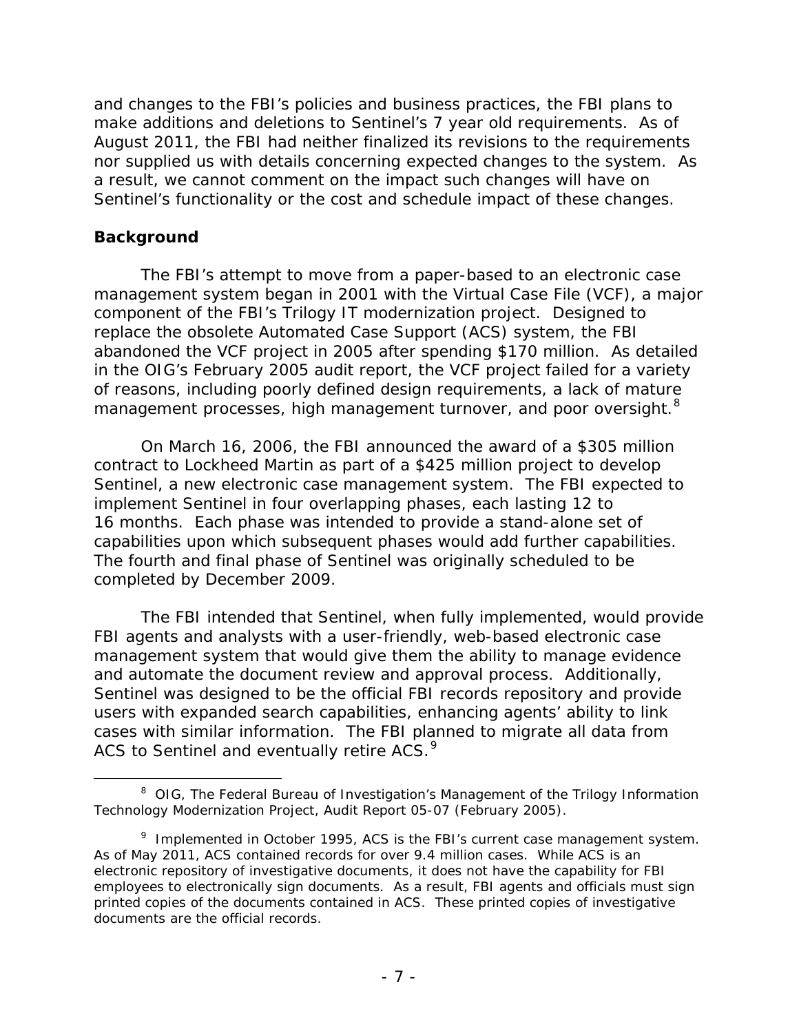and changes to the FBI's policies and business practices, the FBI plans to make additions and deletions to Sentinel's 7 year old requirements. As of August 2011, the FBI had neither finalized its revisions to the requirements nor supplied us with details concerning expected changes to the system. As a result, we cannot comment on the impact such changes will have on Sentinel's functionality or the cost and schedule impact of these changes.

## Background

The FBI's attempt to move from a paper-based to an electronic case management system began in 2001 with the Virtual Case File (VCF), a major component of the FBI's Trilogy IT modernization project. Designed to replace the obsolete Automated Case Support (ACS) system, the FBI abandoned the VCF project in 2005 after spending $170 million. As detailed in the OIG's February 2005 audit report, the VCF project failed for a variety of reasons, including poorly defined design requirements, a lack of mature management processes, high management turnover, and poor oversight.[8]

On March 16, 2006, the FBI announced the award of a $305 million contract to Lockheed Martin as part of a $425 million project to develop Sentinel, a new electronic case management system. The FBI expected to implement Sentinel in four overlapping phases, each lasting 12 to 16 months. Each phase was intended to provide a stand-alone set of capabilities upon which subsequent phases would add further capabilities. The fourth and final phase of Sentinel was originally scheduled to be completed by December 2009.

The FBI intended that Sentinel, when fully implemented, would provide FBI agents and analysts with a user-friendly, web-based electronic case management system that would give them the ability to manage evidence and automate the document review and approval process. Additionally, Sentinel was designed to be the official FBI records repository and provide users with expanded search capabilities, enhancing agents' ability to link cases with similar information. The FBI planned to migrate all data from ACS to Sentinel and eventually retire ACS.[9]

[8] OIG, The Federal Bureau of Investigation's Management of the Trilogy Information Technology Modernization Project, Audit Report 05-07 (February 2005).

[9] Implemented in October 1995, ACS is the FBI's current case management system. As of May 2011, ACS contained records for over 9.4 million cases. While ACS is an electronic repository of investigative documents, it does not have the capability for FBI employees to electronically sign documents. As a result, FBI agents and officials must sign printed copies of the documents contained in ACS. These printed copies of investigative documents are the official records.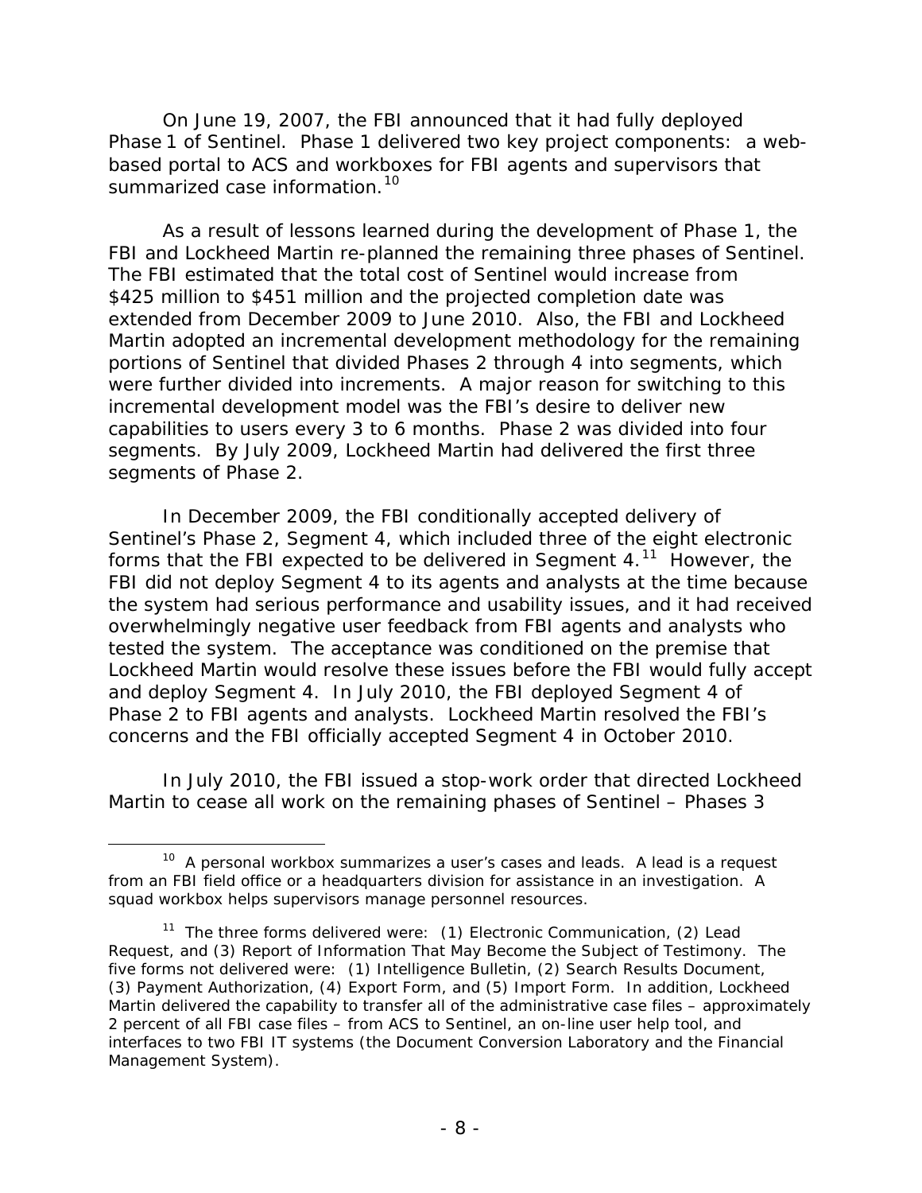On June 19, 2007, the FBI announced that it had fully deployed Phase 1 of Sentinel. Phase 1 delivered two key project components: a web-based portal to ACS and workboxes for FBI agents and supervisors that summarized case information.[10]

As a result of lessons learned during the development of Phase 1, the FBI and Lockheed Martin re-planned the remaining three phases of Sentinel. The FBI estimated that the total cost of Sentinel would increase from $425 million to $451 million and the projected completion date was extended from December 2009 to June 2010. Also, the FBI and Lockheed Martin adopted an incremental development methodology for the remaining portions of Sentinel that divided Phases 2 through 4 into segments, which were further divided into increments. A major reason for switching to this incremental development model was the FBI's desire to deliver new capabilities to users every 3 to 6 months. Phase 2 was divided into four segments. By July 2009, Lockheed Martin had delivered the first three segments of Phase 2.

In December 2009, the FBI conditionally accepted delivery of Sentinel's Phase 2, Segment 4, which included three of the eight electronic forms that the FBI expected to be delivered in Segment 4.[11] However, the FBI did not deploy Segment 4 to its agents and analysts at the time because the system had serious performance and usability issues, and it had received overwhelmingly negative user feedback from FBI agents and analysts who tested the system. The acceptance was conditioned on the premise that Lockheed Martin would resolve these issues before the FBI would fully accept and deploy Segment 4. In July 2010, the FBI deployed Segment 4 of Phase 2 to FBI agents and analysts. Lockheed Martin resolved the FBI's concerns and the FBI officially accepted Segment 4 in October 2010.

In July 2010, the FBI issued a stop-work order that directed Lockheed Martin to cease all work on the remaining phases of Sentinel – Phases 3

---

[10] A personal workbox summarizes a user's cases and leads. A lead is a request from an FBI field office or a headquarters division for assistance in an investigation. A squad workbox helps supervisors manage personnel resources.

[11] The three forms delivered were: (1) Electronic Communication, (2) Lead Request, and (3) Report of Information That May Become the Subject of Testimony. The five forms not delivered were: (1) Intelligence Bulletin, (2) Search Results Document, (3) Payment Authorization, (4) Export Form, and (5) Import Form. In addition, Lockheed Martin delivered the capability to transfer all of the administrative case files – approximately 2 percent of all FBI case files – from ACS to Sentinel, an on-line user help tool, and interfaces to two FBI IT systems (the Document Conversion Laboratory and the Financial Management System).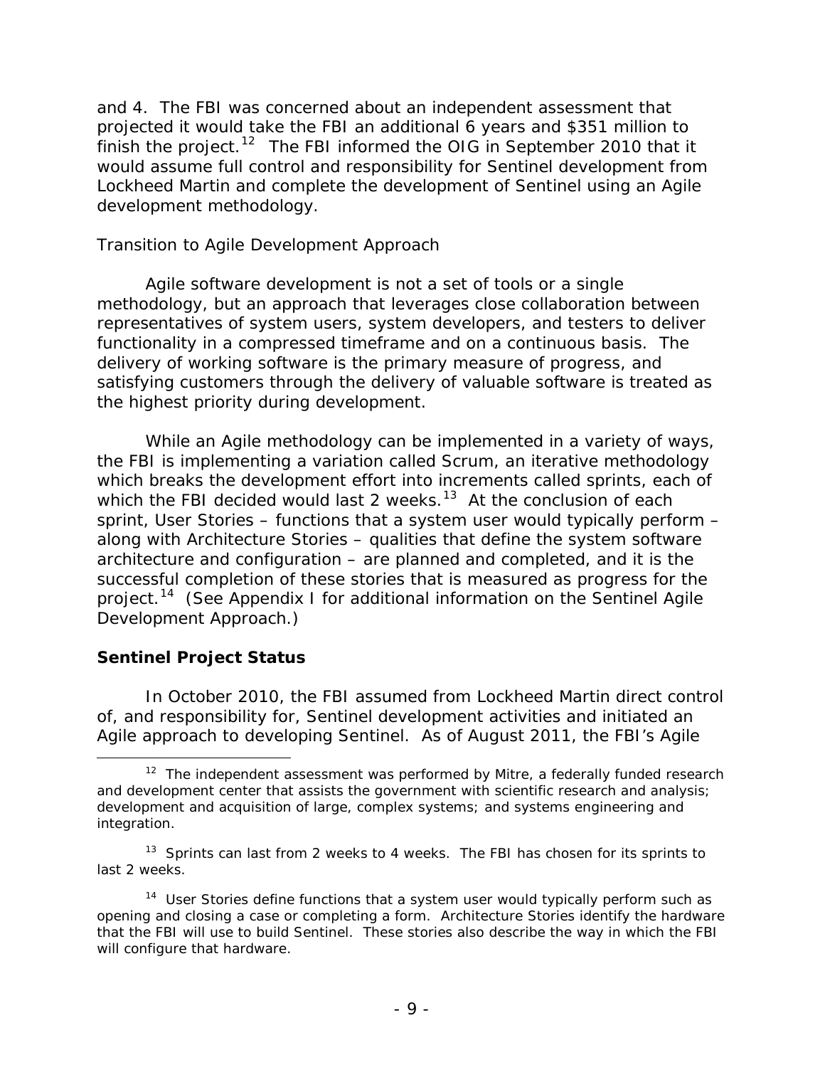and 4. The FBI was concerned about an independent assessment that projected it would take the FBI an additional 6 years and $351 million to finish the project.[12] The FBI informed the OIG in September 2010 that it would assume full control and responsibility for Sentinel development from Lockheed Martin and complete the development of Sentinel using an Agile development methodology.

*Transition to Agile Development Approach*

Agile software development is not a set of tools or a single methodology, but an approach that leverages close collaboration between representatives of system users, system developers, and testers to deliver functionality in a compressed timeframe and on a continuous basis. The delivery of working software is the primary measure of progress, and satisfying customers through the delivery of valuable software is treated as the highest priority during development.

While an Agile methodology can be implemented in a variety of ways, the FBI is implementing a variation called Scrum, an iterative methodology which breaks the development effort into increments called sprints, each of which the FBI decided would last 2 weeks.[13] At the conclusion of each sprint, User Stories – functions that a system user would typically perform – along with Architecture Stories – qualities that define the system software architecture and configuration – are planned and completed, and it is the successful completion of these stories that is measured as progress for the project.[14] (See Appendix I for additional information on the Sentinel Agile Development Approach.)

**Sentinel Project Status**

In October 2010, the FBI assumed from Lockheed Martin direct control of, and responsibility for, Sentinel development activities and initiated an Agile approach to developing Sentinel. As of August 2011, the FBI's Agile

[12] The independent assessment was performed by Mitre, a federally funded research and development center that assists the government with scientific research and analysis; development and acquisition of large, complex systems; and systems engineering and integration.

[13] Sprints can last from 2 weeks to 4 weeks. The FBI has chosen for its sprints to last 2 weeks.

[14] User Stories define functions that a system user would typically perform such as opening and closing a case or completing a form. Architecture Stories identify the hardware that the FBI will use to build Sentinel. These stories also describe the way in which the FBI will configure that hardware.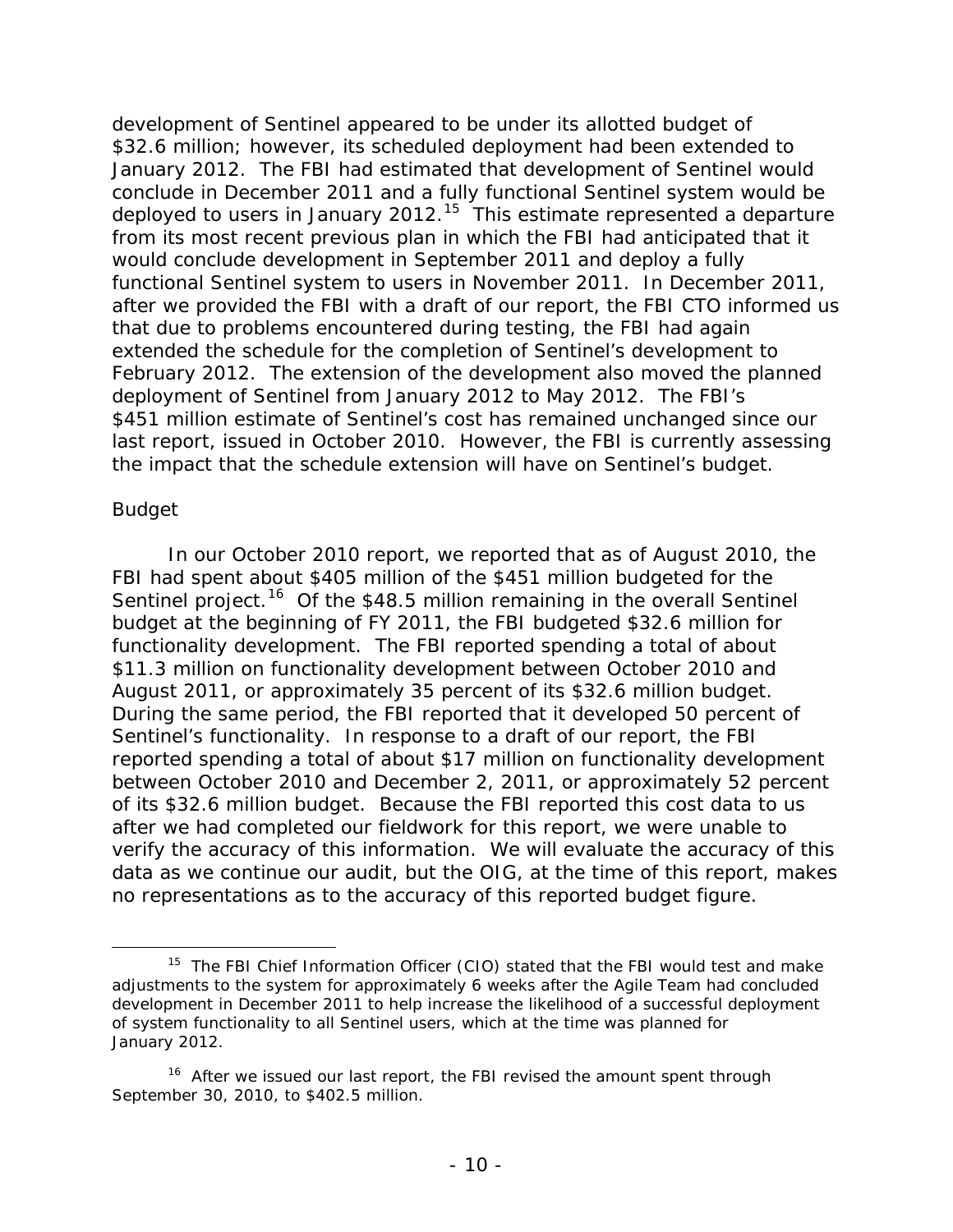development of Sentinel appeared to be under its allotted budget of $32.6 million; however, its scheduled deployment had been extended to January 2012. The FBI had estimated that development of Sentinel would conclude in December 2011 and a fully functional Sentinel system would be deployed to users in January 2012.[15] This estimate represented a departure from its most recent previous plan in which the FBI had anticipated that it would conclude development in September 2011 and deploy a fully functional Sentinel system to users in November 2011. In December 2011, after we provided the FBI with a draft of our report, the FBI CTO informed us that due to problems encountered during testing, the FBI had again extended the schedule for the completion of Sentinel's development to February 2012. The extension of the development also moved the planned deployment of Sentinel from January 2012 to May 2012. The FBI's $451 million estimate of Sentinel's cost has remained unchanged since our last report, issued in October 2010. However, the FBI is currently assessing the impact that the schedule extension will have on Sentinel's budget.

*Budget*

In our October 2010 report, we reported that as of August 2010, the FBI had spent about $405 million of the $451 million budgeted for the Sentinel project.[16] Of the $48.5 million remaining in the overall Sentinel budget at the beginning of FY 2011, the FBI budgeted $32.6 million for functionality development. The FBI reported spending a total of about $11.3 million on functionality development between October 2010 and August 2011, or approximately 35 percent of its $32.6 million budget. During the same period, the FBI reported that it developed 50 percent of Sentinel's functionality. In response to a draft of our report, the FBI reported spending a total of about $17 million on functionality development between October 2010 and December 2, 2011, or approximately 52 percent of its $32.6 million budget. Because the FBI reported this cost data to us after we had completed our fieldwork for this report, we were unable to verify the accuracy of this information. We will evaluate the accuracy of this data as we continue our audit, but the OIG, at the time of this report, makes no representations as to the accuracy of this reported budget figure.

---

[15] The FBI Chief Information Officer (CIO) stated that the FBI would test and make adjustments to the system for approximately 6 weeks after the Agile Team had concluded development in December 2011 to help increase the likelihood of a successful deployment of system functionality to all Sentinel users, which at the time was planned for January 2012.

[16] After we issued our last report, the FBI revised the amount spent through September 30, 2010, to $402.5 million.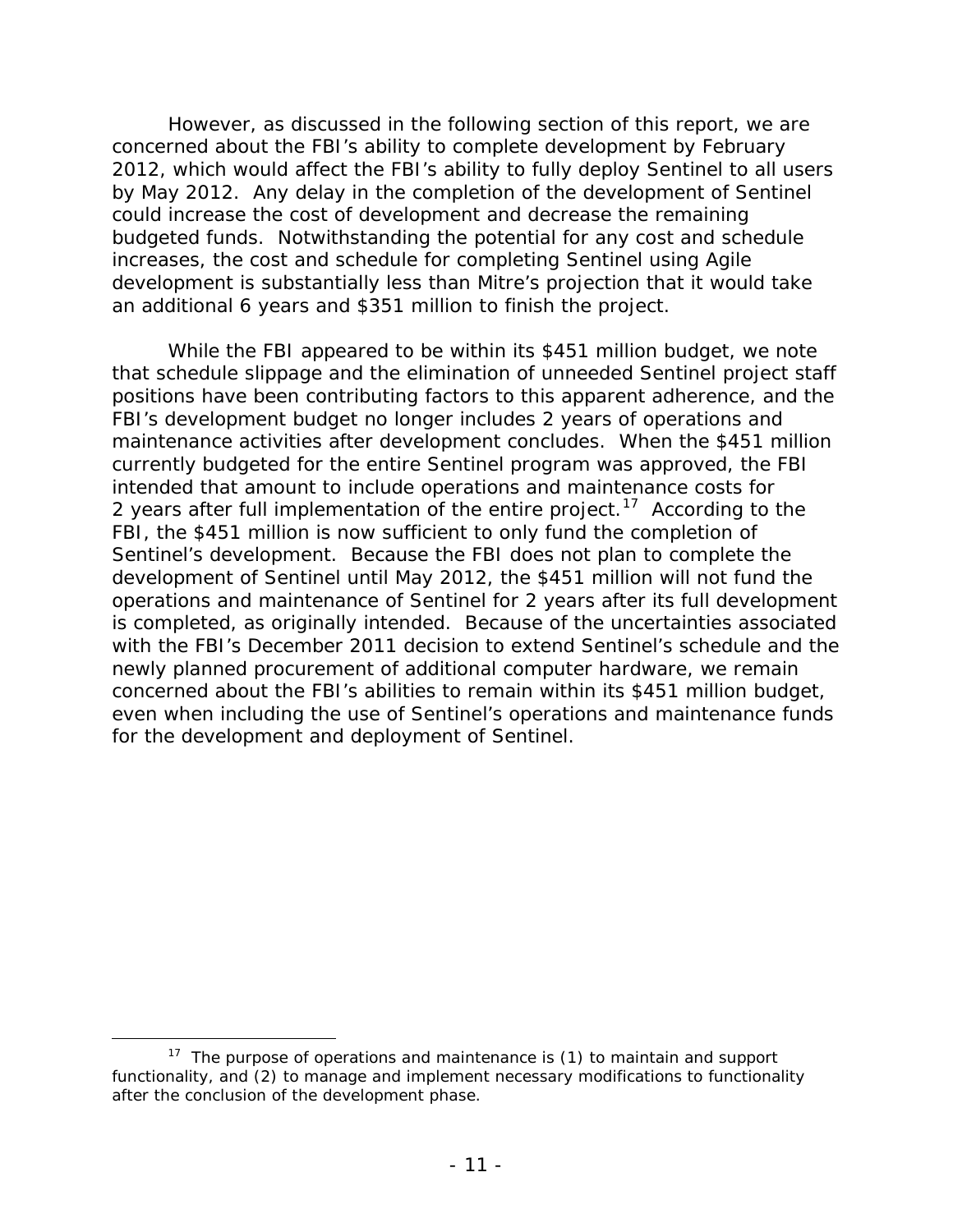However, as discussed in the following section of this report, we are concerned about the FBI's ability to complete development by February 2012, which would affect the FBI's ability to fully deploy Sentinel to all users by May 2012. Any delay in the completion of the development of Sentinel could increase the cost of development and decrease the remaining budgeted funds. Notwithstanding the potential for any cost and schedule increases, the cost and schedule for completing Sentinel using Agile development is substantially less than Mitre's projection that it would take an additional 6 years and $351 million to finish the project.

While the FBI appeared to be within its $451 million budget, we note that schedule slippage and the elimination of unneeded Sentinel project staff positions have been contributing factors to this apparent adherence, and the FBI's development budget no longer includes 2 years of operations and maintenance activities after development concludes. When the $451 million currently budgeted for the entire Sentinel program was approved, the FBI intended that amount to include operations and maintenance costs for 2 years after full implementation of the entire project.[17] According to the FBI, the $451 million is now sufficient to only fund the completion of Sentinel's development. Because the FBI does not plan to complete the development of Sentinel until May 2012, the $451 million will not fund the operations and maintenance of Sentinel for 2 years after its full development is completed, as originally intended. Because of the uncertainties associated with the FBI's December 2011 decision to extend Sentinel's schedule and the newly planned procurement of additional computer hardware, we remain concerned about the FBI's abilities to remain within its $451 million budget, even when including the use of Sentinel's operations and maintenance funds for the development and deployment of Sentinel.

---

[17] The purpose of operations and maintenance is (1) to maintain and support functionality, and (2) to manage and implement necessary modifications to functionality after the conclusion of the development phase.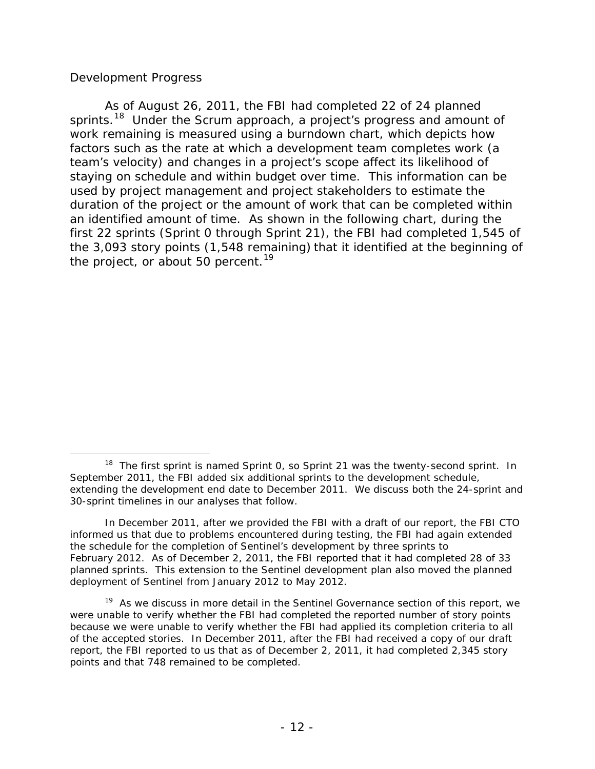### Development Progress

As of August 26, 2011, the FBI had completed 22 of 24 planned sprints.[18] Under the Scrum approach, a project's progress and amount of work remaining is measured using a burndown chart, which depicts how factors such as the rate at which a development team completes work (a team's velocity) and changes in a project's scope affect its likelihood of staying on schedule and within budget over time. This information can be used by project management and project stakeholders to estimate the duration of the project or the amount of work that can be completed within an identified amount of time. As shown in the following chart, during the first 22 sprints (Sprint 0 through Sprint 21), the FBI had completed 1,545 of the 3,093 story points (1,548 remaining) that it identified at the beginning of the project, or about 50 percent.[19]

---

[18] The first sprint is named Sprint 0, so Sprint 21 was the twenty-second sprint. In September 2011, the FBI added six additional sprints to the development schedule, extending the development end date to December 2011. We discuss both the 24-sprint and 30-sprint timelines in our analyses that follow.

In December 2011, after we provided the FBI with a draft of our report, the FBI CTO informed us that due to problems encountered during testing, the FBI had again extended the schedule for the completion of Sentinel's development by three sprints to February 2012. As of December 2, 2011, the FBI reported that it had completed 28 of 33 planned sprints. This extension to the Sentinel development plan also moved the planned deployment of Sentinel from January 2012 to May 2012.

[19] As we discuss in more detail in the Sentinel Governance section of this report, we were unable to verify whether the FBI had completed the reported number of story points because we were unable to verify whether the FBI had applied its completion criteria to all of the accepted stories. In December 2011, after the FBI had received a copy of our draft report, the FBI reported to us that as of December 2, 2011, it had completed 2,345 story points and that 748 remained to be completed.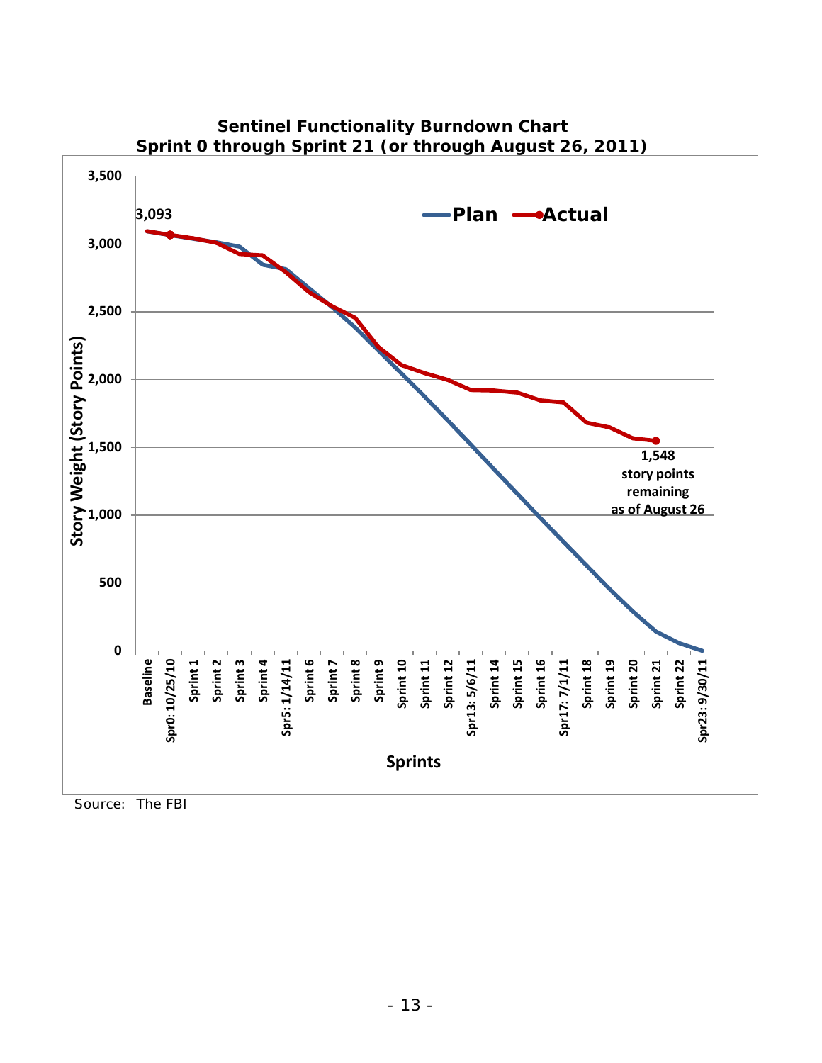**Sentinel Functionality Burndown Chart**
**Sprint 0 through Sprint 21 (or through August 26, 2011)**

Source: The FBI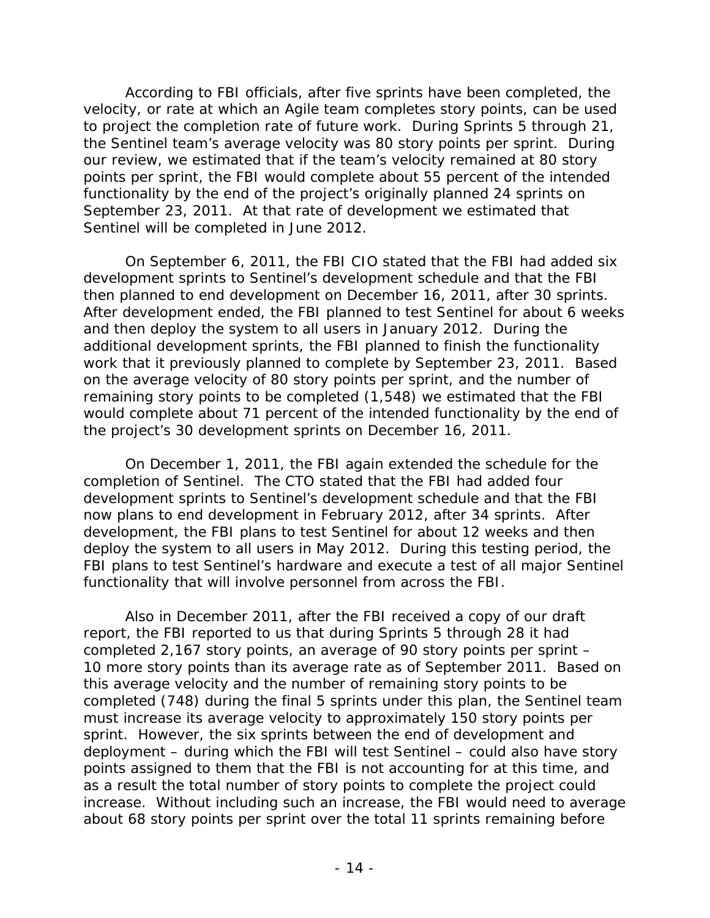According to FBI officials, after five sprints have been completed, the velocity, or rate at which an Agile team completes story points, can be used to project the completion rate of future work. During Sprints 5 through 21, the Sentinel team's average velocity was 80 story points per sprint. During our review, we estimated that if the team's velocity remained at 80 story points per sprint, the FBI would complete about 55 percent of the intended functionality by the end of the project's originally planned 24 sprints on September 23, 2011. At that rate of development we estimated that Sentinel will be completed in June 2012.

On September 6, 2011, the FBI CIO stated that the FBI had added six development sprints to Sentinel's development schedule and that the FBI then planned to end development on December 16, 2011, after 30 sprints. After development ended, the FBI planned to test Sentinel for about 6 weeks and then deploy the system to all users in January 2012. During the additional development sprints, the FBI planned to finish the functionality work that it previously planned to complete by September 23, 2011. Based on the average velocity of 80 story points per sprint, and the number of remaining story points to be completed (1,548) we estimated that the FBI would complete about 71 percent of the intended functionality by the end of the project's 30 development sprints on December 16, 2011.

On December 1, 2011, the FBI again extended the schedule for the completion of Sentinel. The CTO stated that the FBI had added four development sprints to Sentinel's development schedule and that the FBI now plans to end development in February 2012, after 34 sprints. After development, the FBI plans to test Sentinel for about 12 weeks and then deploy the system to all users in May 2012. During this testing period, the FBI plans to test Sentinel's hardware and execute a test of all major Sentinel functionality that will involve personnel from across the FBI.

Also in December 2011, after the FBI received a copy of our draft report, the FBI reported to us that during Sprints 5 through 28 it had completed 2,167 story points, an average of 90 story points per sprint – 10 more story points than its average rate as of September 2011. Based on this average velocity and the number of remaining story points to be completed (748) during the final 5 sprints under this plan, the Sentinel team must increase its average velocity to approximately 150 story points per sprint. However, the six sprints between the end of development and deployment – during which the FBI will test Sentinel – could also have story points assigned to them that the FBI is not accounting for at this time, and as a result the total number of story points to complete the project could increase. Without including such an increase, the FBI would need to average about 68 story points per sprint over the total 11 sprints remaining before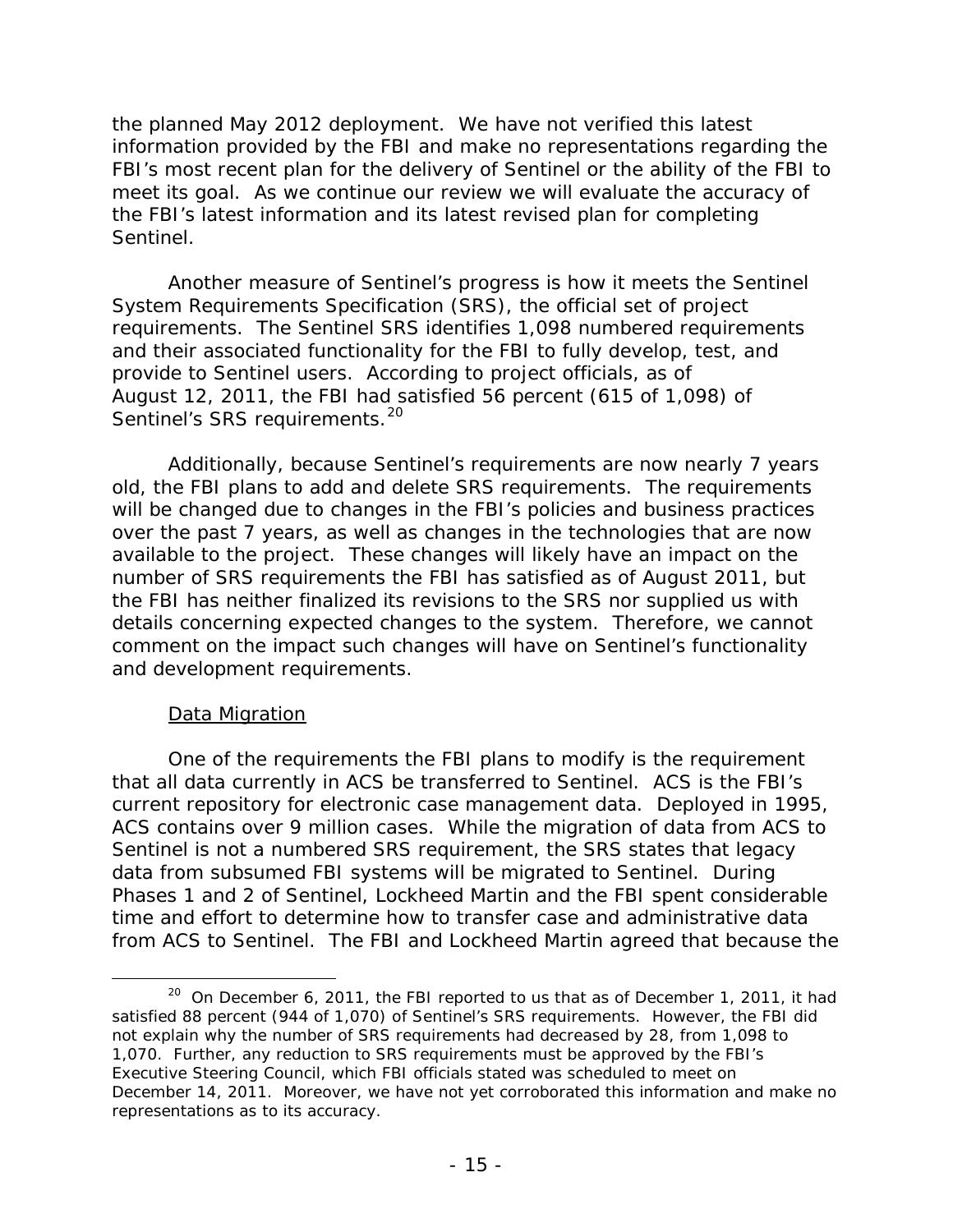the planned May 2012 deployment. We have not verified this latest information provided by the FBI and make no representations regarding the FBI's most recent plan for the delivery of Sentinel or the ability of the FBI to meet its goal. As we continue our review we will evaluate the accuracy of the FBI's latest information and its latest revised plan for completing Sentinel.

Another measure of Sentinel's progress is how it meets the Sentinel System Requirements Specification (SRS), the official set of project requirements. The Sentinel SRS identifies 1,098 numbered requirements and their associated functionality for the FBI to fully develop, test, and provide to Sentinel users. According to project officials, as of August 12, 2011, the FBI had satisfied 56 percent (615 of 1,098) of Sentinel's SRS requirements.[20]

Additionally, because Sentinel's requirements are now nearly 7 years old, the FBI plans to add and delete SRS requirements. The requirements will be changed due to changes in the FBI's policies and business practices over the past 7 years, as well as changes in the technologies that are now available to the project. These changes will likely have an impact on the number of SRS requirements the FBI has satisfied as of August 2011, but the FBI has neither finalized its revisions to the SRS nor supplied us with details concerning expected changes to the system. Therefore, we cannot comment on the impact such changes will have on Sentinel's functionality and development requirements.

Data Migration

One of the requirements the FBI plans to modify is the requirement that all data currently in ACS be transferred to Sentinel. ACS is the FBI's current repository for electronic case management data. Deployed in 1995, ACS contains over 9 million cases. While the migration of data from ACS to Sentinel is not a numbered SRS requirement, the SRS states that legacy data from subsumed FBI systems will be migrated to Sentinel. During Phases 1 and 2 of Sentinel, Lockheed Martin and the FBI spent considerable time and effort to determine how to transfer case and administrative data from ACS to Sentinel. The FBI and Lockheed Martin agreed that because the

[20] On December 6, 2011, the FBI reported to us that as of December 1, 2011, it had satisfied 88 percent (944 of 1,070) of Sentinel's SRS requirements. However, the FBI did not explain why the number of SRS requirements had decreased by 28, from 1,098 to 1,070. Further, any reduction to SRS requirements must be approved by the FBI's Executive Steering Council, which FBI officials stated was scheduled to meet on December 14, 2011. Moreover, we have not yet corroborated this information and make no representations as to its accuracy.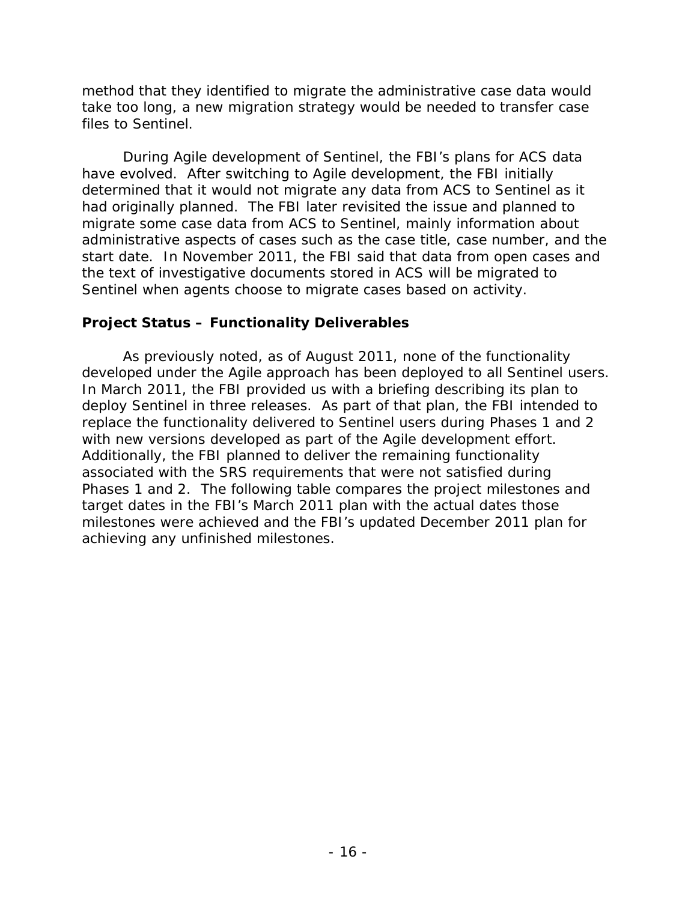method that they identified to migrate the administrative case data would take too long, a new migration strategy would be needed to transfer case files to Sentinel.

During Agile development of Sentinel, the FBI's plans for ACS data have evolved. After switching to Agile development, the FBI initially determined that it would not migrate any data from ACS to Sentinel as it had originally planned. The FBI later revisited the issue and planned to migrate some case data from ACS to Sentinel, mainly information about administrative aspects of cases such as the case title, case number, and the start date. In November 2011, the FBI said that data from open cases and the text of investigative documents stored in ACS will be migrated to Sentinel when agents choose to migrate cases based on activity.

### Project Status – Functionality Deliverables

As previously noted, as of August 2011, none of the functionality developed under the Agile approach has been deployed to all Sentinel users. In March 2011, the FBI provided us with a briefing describing its plan to deploy Sentinel in three releases. As part of that plan, the FBI intended to replace the functionality delivered to Sentinel users during Phases 1 and 2 with new versions developed as part of the Agile development effort. Additionally, the FBI planned to deliver the remaining functionality associated with the SRS requirements that were not satisfied during Phases 1 and 2. The following table compares the project milestones and target dates in the FBI's March 2011 plan with the actual dates those milestones were achieved and the FBI's updated December 2011 plan for achieving any unfinished milestones.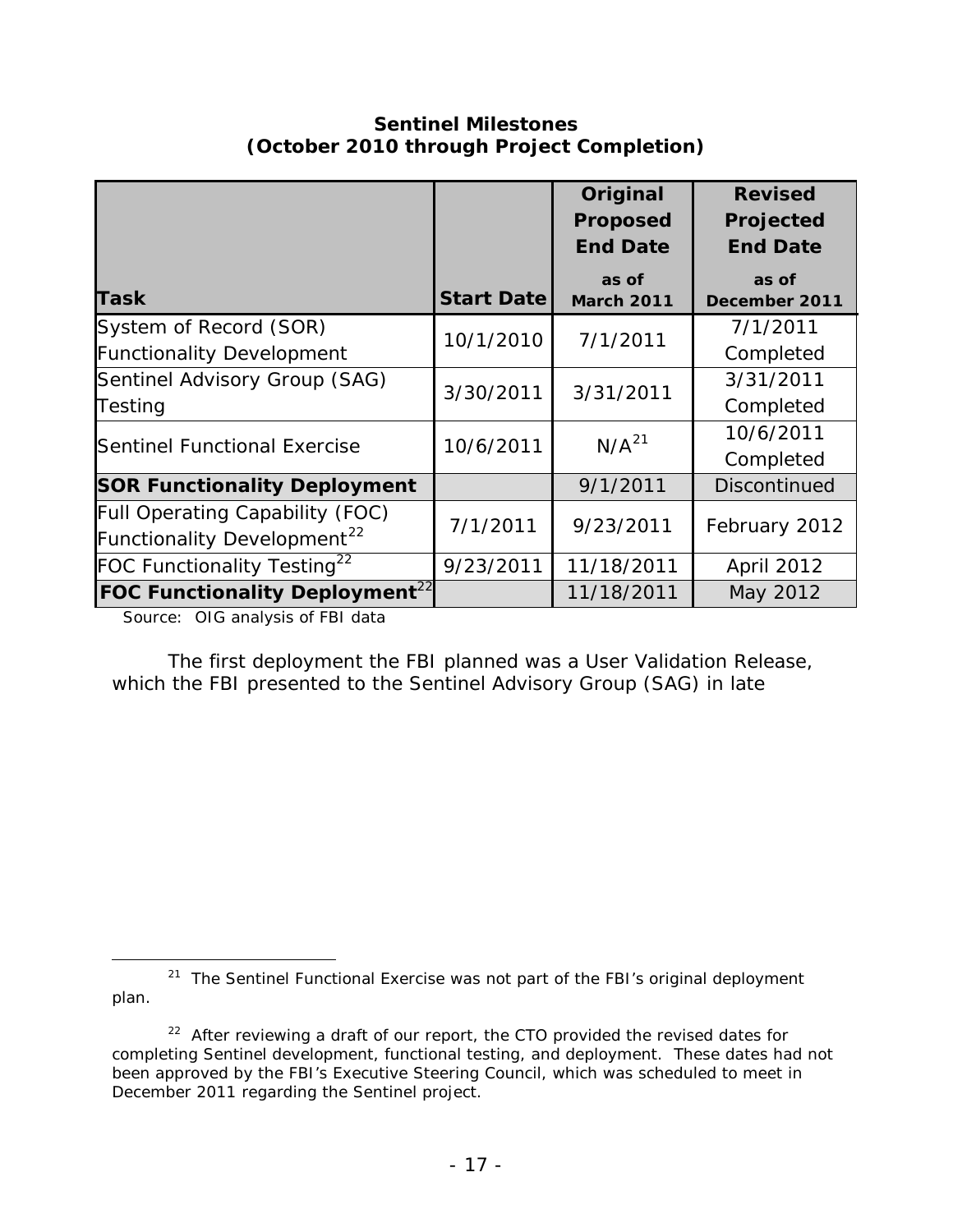**Sentinel Milestones**
**(October 2010 through Project Completion)**

| Task | Start Date | Original Proposed End Date as of March 2011 | Revised Projected End Date as of December 2011 |
|---|---|---|---|
| System of Record (SOR) Functionality Development | 10/1/2010 | 7/1/2011 | 7/1/2011 Completed |
| Sentinel Advisory Group (SAG) Testing | 3/30/2011 | 3/31/2011 | 3/31/2011 Completed |
| Sentinel Functional Exercise | 10/6/2011 | N/A[21] | 10/6/2011 Completed |
| **SOR Functionality Deployment** | | 9/1/2011 | Discontinued |
| Full Operating Capability (FOC) Functionality Development[22] | 7/1/2011 | 9/23/2011 | February 2012 |
| FOC Functionality Testing[22] | 9/23/2011 | 11/18/2011 | April 2012 |
| **FOC Functionality Deployment**[22] | | 11/18/2011 | May 2012 |

*Source: OIG analysis of FBI data*

The first deployment the FBI planned was a User Validation Release, which the FBI presented to the Sentinel Advisory Group (SAG) in late

---

[21] The Sentinel Functional Exercise was not part of the FBI's original deployment plan.

[22] After reviewing a draft of our report, the CTO provided the revised dates for completing Sentinel development, functional testing, and deployment. These dates had not been approved by the FBI's Executive Steering Council, which was scheduled to meet in December 2011 regarding the Sentinel project.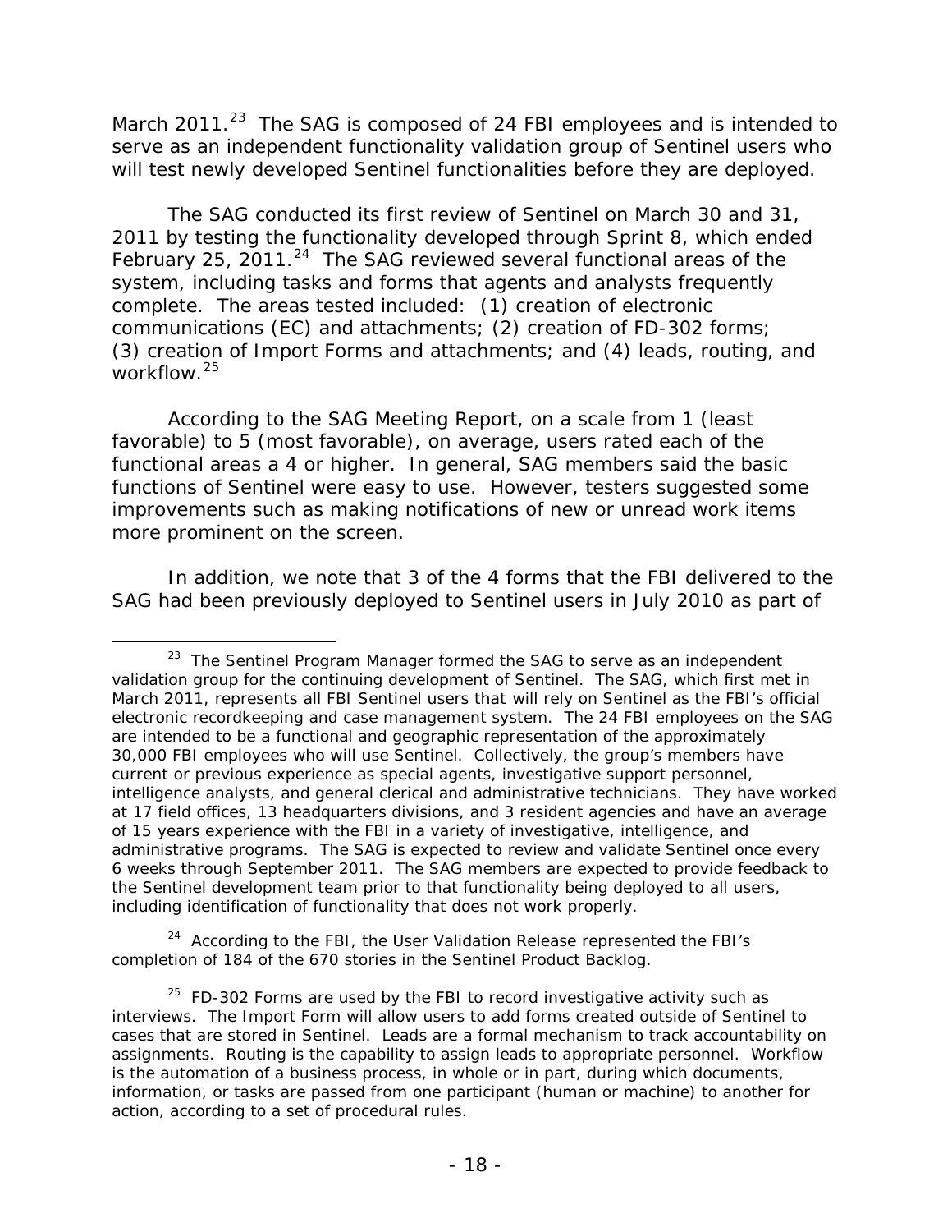March 2011.[23] The SAG is composed of 24 FBI employees and is intended to serve as an independent functionality validation group of Sentinel users who will test newly developed Sentinel functionalities before they are deployed.

The SAG conducted its first review of Sentinel on March 30 and 31, 2011 by testing the functionality developed through Sprint 8, which ended February 25, 2011.[24] The SAG reviewed several functional areas of the system, including tasks and forms that agents and analysts frequently complete. The areas tested included: (1) creation of electronic communications (EC) and attachments; (2) creation of FD-302 forms; (3) creation of Import Forms and attachments; and (4) leads, routing, and workflow.[25]

According to the SAG Meeting Report, on a scale from 1 (least favorable) to 5 (most favorable), on average, users rated each of the functional areas a 4 or higher. In general, SAG members said the basic functions of Sentinel were easy to use. However, testers suggested some improvements such as making notifications of new or unread work items more prominent on the screen.

In addition, we note that 3 of the 4 forms that the FBI delivered to the SAG had been previously deployed to Sentinel users in July 2010 as part of

---

[23] The Sentinel Program Manager formed the SAG to serve as an independent validation group for the continuing development of Sentinel. The SAG, which first met in March 2011, represents all FBI Sentinel users that will rely on Sentinel as the FBI's official electronic recordkeeping and case management system. The 24 FBI employees on the SAG are intended to be a functional and geographic representation of the approximately 30,000 FBI employees who will use Sentinel. Collectively, the group's members have current or previous experience as special agents, investigative support personnel, intelligence analysts, and general clerical and administrative technicians. They have worked at 17 field offices, 13 headquarters divisions, and 3 resident agencies and have an average of 15 years experience with the FBI in a variety of investigative, intelligence, and administrative programs. The SAG is expected to review and validate Sentinel once every 6 weeks through September 2011. The SAG members are expected to provide feedback to the Sentinel development team prior to that functionality being deployed to all users, including identification of functionality that does not work properly.

[24] According to the FBI, the User Validation Release represented the FBI's completion of 184 of the 670 stories in the Sentinel Product Backlog.

[25] FD-302 Forms are used by the FBI to record investigative activity such as interviews. The Import Form will allow users to add forms created outside of Sentinel to cases that are stored in Sentinel. Leads are a formal mechanism to track accountability on assignments. Routing is the capability to assign leads to appropriate personnel. Workflow is the automation of a business process, in whole or in part, during which documents, information, or tasks are passed from one participant (human or machine) to another for action, according to a set of procedural rules.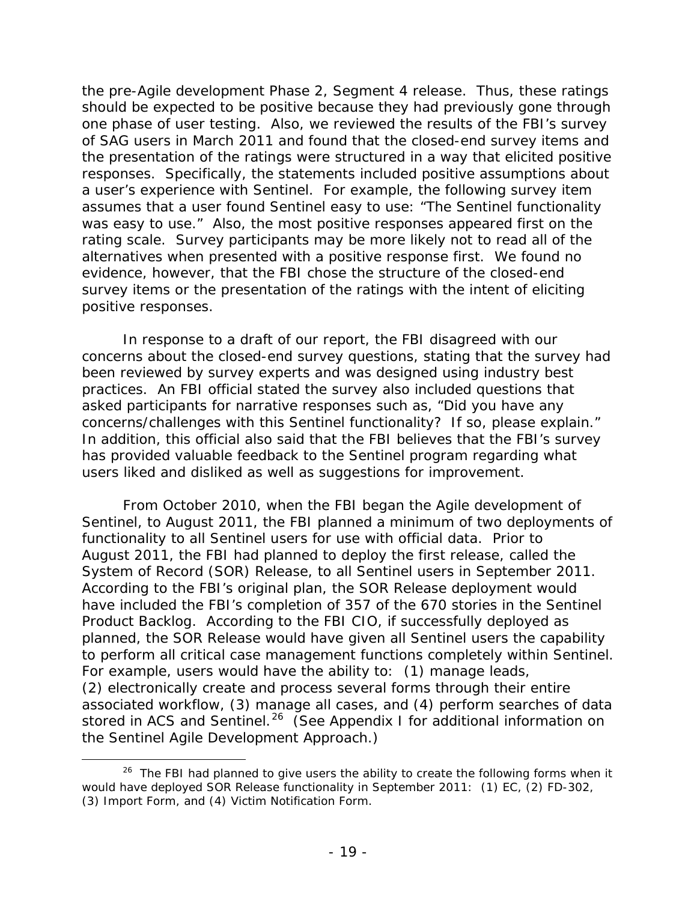the pre-Agile development Phase 2, Segment 4 release. Thus, these ratings should be expected to be positive because they had previously gone through one phase of user testing. Also, we reviewed the results of the FBI's survey of SAG users in March 2011 and found that the closed-end survey items and the presentation of the ratings were structured in a way that elicited positive responses. Specifically, the statements included positive assumptions about a user's experience with Sentinel. For example, the following survey item assumes that a user found Sentinel easy to use: "The Sentinel functionality was easy to use." Also, the most positive responses appeared first on the rating scale. Survey participants may be more likely not to read all of the alternatives when presented with a positive response first. We found no evidence, however, that the FBI chose the structure of the closed-end survey items or the presentation of the ratings with the intent of eliciting positive responses.

In response to a draft of our report, the FBI disagreed with our concerns about the closed-end survey questions, stating that the survey had been reviewed by survey experts and was designed using industry best practices. An FBI official stated the survey also included questions that asked participants for narrative responses such as, "Did you have any concerns/challenges with this Sentinel functionality? If so, please explain." In addition, this official also said that the FBI believes that the FBI's survey has provided valuable feedback to the Sentinel program regarding what users liked and disliked as well as suggestions for improvement.

From October 2010, when the FBI began the Agile development of Sentinel, to August 2011, the FBI planned a minimum of two deployments of functionality to all Sentinel users for use with official data. Prior to August 2011, the FBI had planned to deploy the first release, called the System of Record (SOR) Release, to all Sentinel users in September 2011. According to the FBI's original plan, the SOR Release deployment would have included the FBI's completion of 357 of the 670 stories in the Sentinel Product Backlog. According to the FBI CIO, if successfully deployed as planned, the SOR Release would have given all Sentinel users the capability to perform all critical case management functions completely within Sentinel. For example, users would have the ability to: (1) manage leads, (2) electronically create and process several forms through their entire associated workflow, (3) manage all cases, and (4) perform searches of data stored in ACS and Sentinel.[26] (See Appendix I for additional information on the Sentinel Agile Development Approach.)

[26] The FBI had planned to give users the ability to create the following forms when it would have deployed SOR Release functionality in September 2011: (1) EC, (2) FD-302, (3) Import Form, and (4) Victim Notification Form.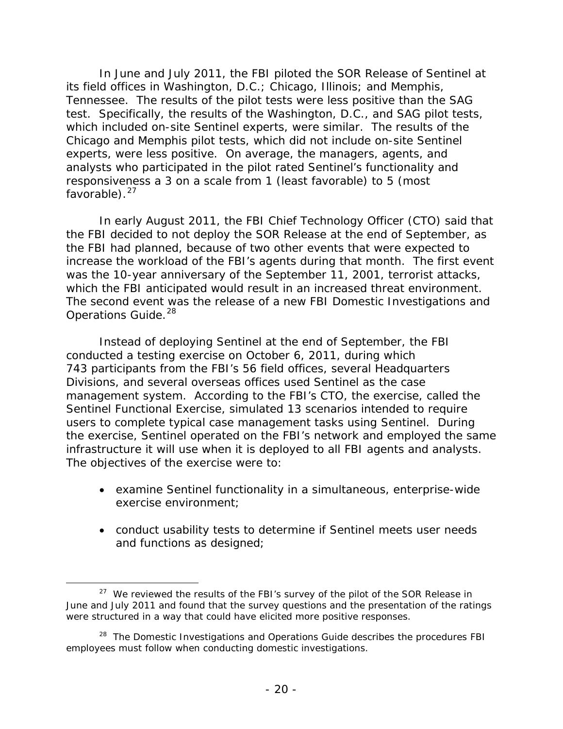In June and July 2011, the FBI piloted the SOR Release of Sentinel at its field offices in Washington, D.C.; Chicago, Illinois; and Memphis, Tennessee. The results of the pilot tests were less positive than the SAG test. Specifically, the results of the Washington, D.C., and SAG pilot tests, which included on-site Sentinel experts, were similar. The results of the Chicago and Memphis pilot tests, which did not include on-site Sentinel experts, were less positive. On average, the managers, agents, and analysts who participated in the pilot rated Sentinel's functionality and responsiveness a 3 on a scale from 1 (least favorable) to 5 (most favorable).[27]

In early August 2011, the FBI Chief Technology Officer (CTO) said that the FBI decided to not deploy the SOR Release at the end of September, as the FBI had planned, because of two other events that were expected to increase the workload of the FBI's agents during that month. The first event was the 10-year anniversary of the September 11, 2001, terrorist attacks, which the FBI anticipated would result in an increased threat environment. The second event was the release of a new FBI Domestic Investigations and Operations Guide.[28]

Instead of deploying Sentinel at the end of September, the FBI conducted a testing exercise on October 6, 2011, during which 743 participants from the FBI's 56 field offices, several Headquarters Divisions, and several overseas offices used Sentinel as the case management system. According to the FBI's CTO, the exercise, called the Sentinel Functional Exercise, simulated 13 scenarios intended to require users to complete typical case management tasks using Sentinel. During the exercise, Sentinel operated on the FBI's network and employed the same infrastructure it will use when it is deployed to all FBI agents and analysts. The objectives of the exercise were to:

- examine Sentinel functionality in a simultaneous, enterprise-wide exercise environment;
- conduct usability tests to determine if Sentinel meets user needs and functions as designed;

[27] We reviewed the results of the FBI's survey of the pilot of the SOR Release in June and July 2011 and found that the survey questions and the presentation of the ratings were structured in a way that could have elicited more positive responses.

[28] The Domestic Investigations and Operations Guide describes the procedures FBI employees must follow when conducting domestic investigations.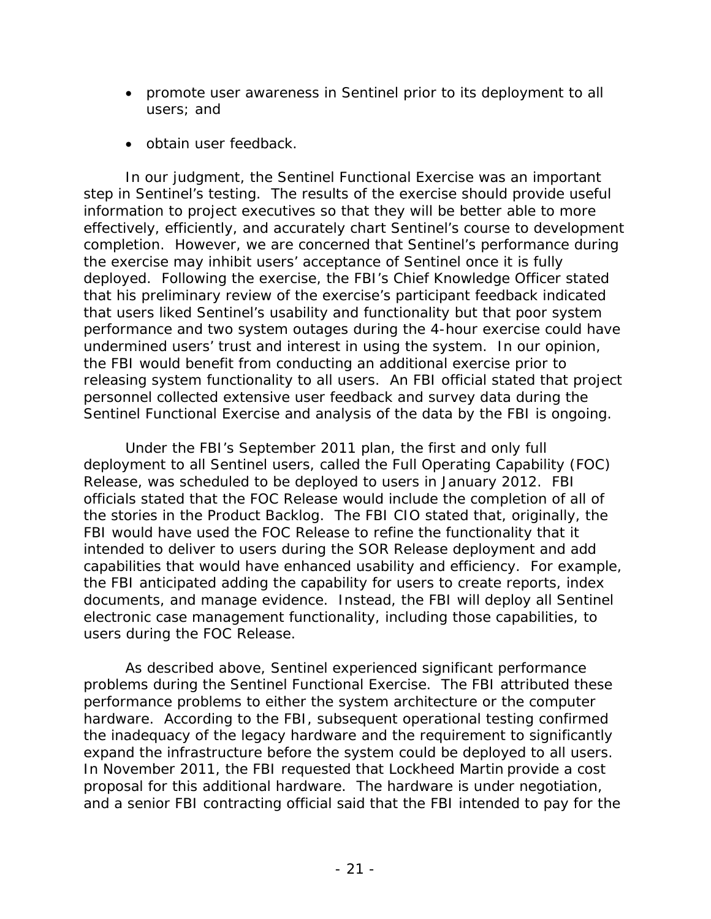- promote user awareness in Sentinel prior to its deployment to all users; and
- obtain user feedback.

In our judgment, the Sentinel Functional Exercise was an important step in Sentinel's testing. The results of the exercise should provide useful information to project executives so that they will be better able to more effectively, efficiently, and accurately chart Sentinel's course to development completion. However, we are concerned that Sentinel's performance during the exercise may inhibit users' acceptance of Sentinel once it is fully deployed. Following the exercise, the FBI's Chief Knowledge Officer stated that his preliminary review of the exercise's participant feedback indicated that users liked Sentinel's usability and functionality but that poor system performance and two system outages during the 4-hour exercise could have undermined users' trust and interest in using the system. In our opinion, the FBI would benefit from conducting an additional exercise prior to releasing system functionality to all users. An FBI official stated that project personnel collected extensive user feedback and survey data during the Sentinel Functional Exercise and analysis of the data by the FBI is ongoing.

Under the FBI's September 2011 plan, the first and only full deployment to all Sentinel users, called the Full Operating Capability (FOC) Release, was scheduled to be deployed to users in January 2012. FBI officials stated that the FOC Release would include the completion of all of the stories in the Product Backlog. The FBI CIO stated that, originally, the FBI would have used the FOC Release to refine the functionality that it intended to deliver to users during the SOR Release deployment and add capabilities that would have enhanced usability and efficiency. For example, the FBI anticipated adding the capability for users to create reports, index documents, and manage evidence. Instead, the FBI will deploy all Sentinel electronic case management functionality, including those capabilities, to users during the FOC Release.

As described above, Sentinel experienced significant performance problems during the Sentinel Functional Exercise. The FBI attributed these performance problems to either the system architecture or the computer hardware. According to the FBI, subsequent operational testing confirmed the inadequacy of the legacy hardware and the requirement to significantly expand the infrastructure before the system could be deployed to all users. In November 2011, the FBI requested that Lockheed Martin provide a cost proposal for this additional hardware. The hardware is under negotiation, and a senior FBI contracting official said that the FBI intended to pay for the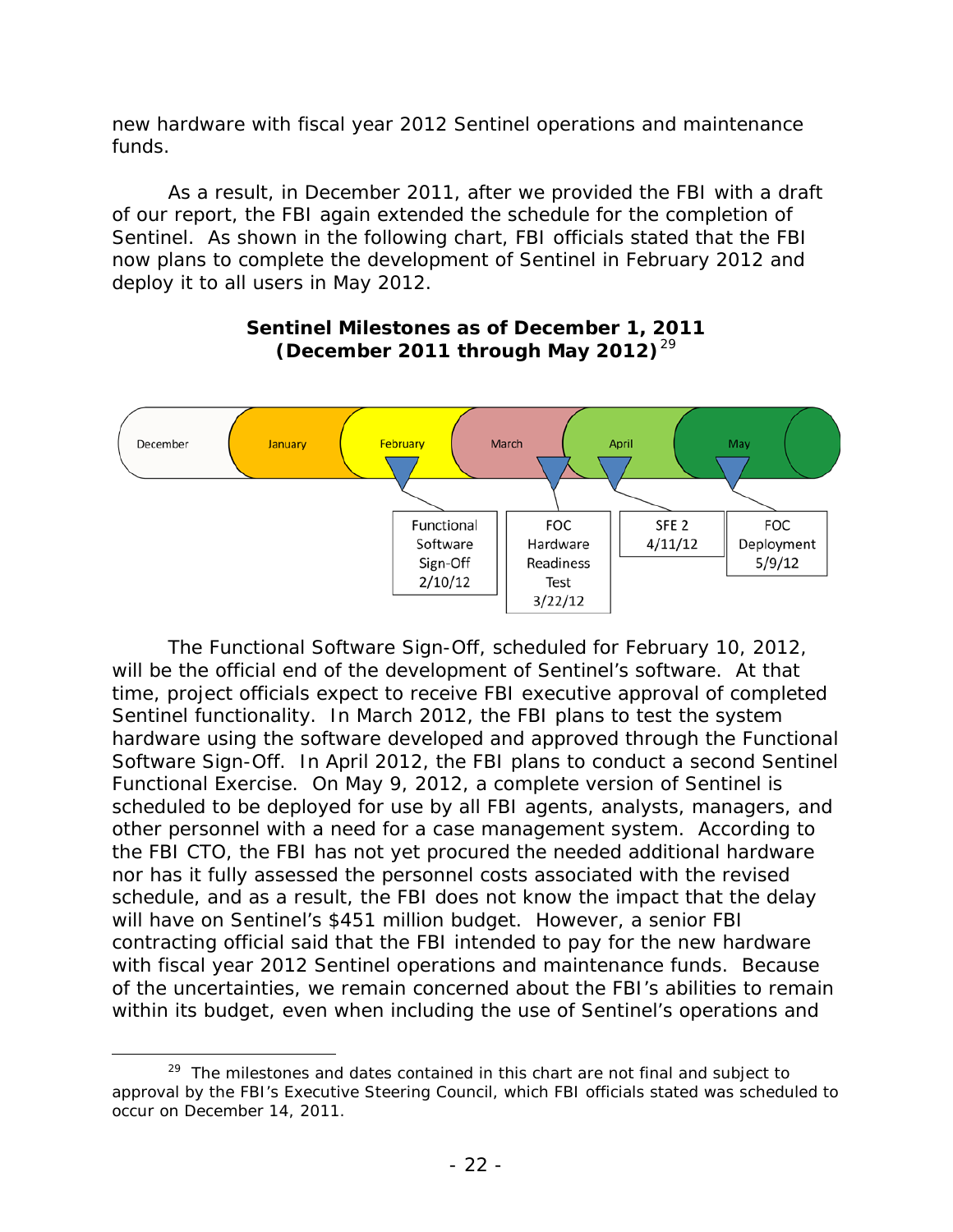new hardware with fiscal year 2012 Sentinel operations and maintenance funds.

As a result, in December 2011, after we provided the FBI with a draft of our report, the FBI again extended the schedule for the completion of Sentinel. As shown in the following chart, FBI officials stated that the FBI now plans to complete the development of Sentinel in February 2012 and deploy it to all users in May 2012.

**Sentinel Milestones as of December 1, 2011 (December 2011 through May 2012)**[29]

December | January | February | March | April | May

- Functional Software Sign-Off 2/10/12
- FOC Hardware Readiness Test 3/22/12
- SFE 2 4/11/12
- FOC Deployment 5/9/12

The Functional Software Sign-Off, scheduled for February 10, 2012, will be the official end of the development of Sentinel's software. At that time, project officials expect to receive FBI executive approval of completed Sentinel functionality. In March 2012, the FBI plans to test the system hardware using the software developed and approved through the Functional Software Sign-Off. In April 2012, the FBI plans to conduct a second Sentinel Functional Exercise. On May 9, 2012, a complete version of Sentinel is scheduled to be deployed for use by all FBI agents, analysts, managers, and other personnel with a need for a case management system. According to the FBI CTO, the FBI has not yet procured the needed additional hardware nor has it fully assessed the personnel costs associated with the revised schedule, and as a result, the FBI does not know the impact that the delay will have on Sentinel's $451 million budget. However, a senior FBI contracting official said that the FBI intended to pay for the new hardware with fiscal year 2012 Sentinel operations and maintenance funds. Because of the uncertainties, we remain concerned about the FBI's abilities to remain within its budget, even when including the use of Sentinel's operations and

---

[29] The milestones and dates contained in this chart are not final and subject to approval by the FBI's Executive Steering Council, which FBI officials stated was scheduled to occur on December 14, 2011.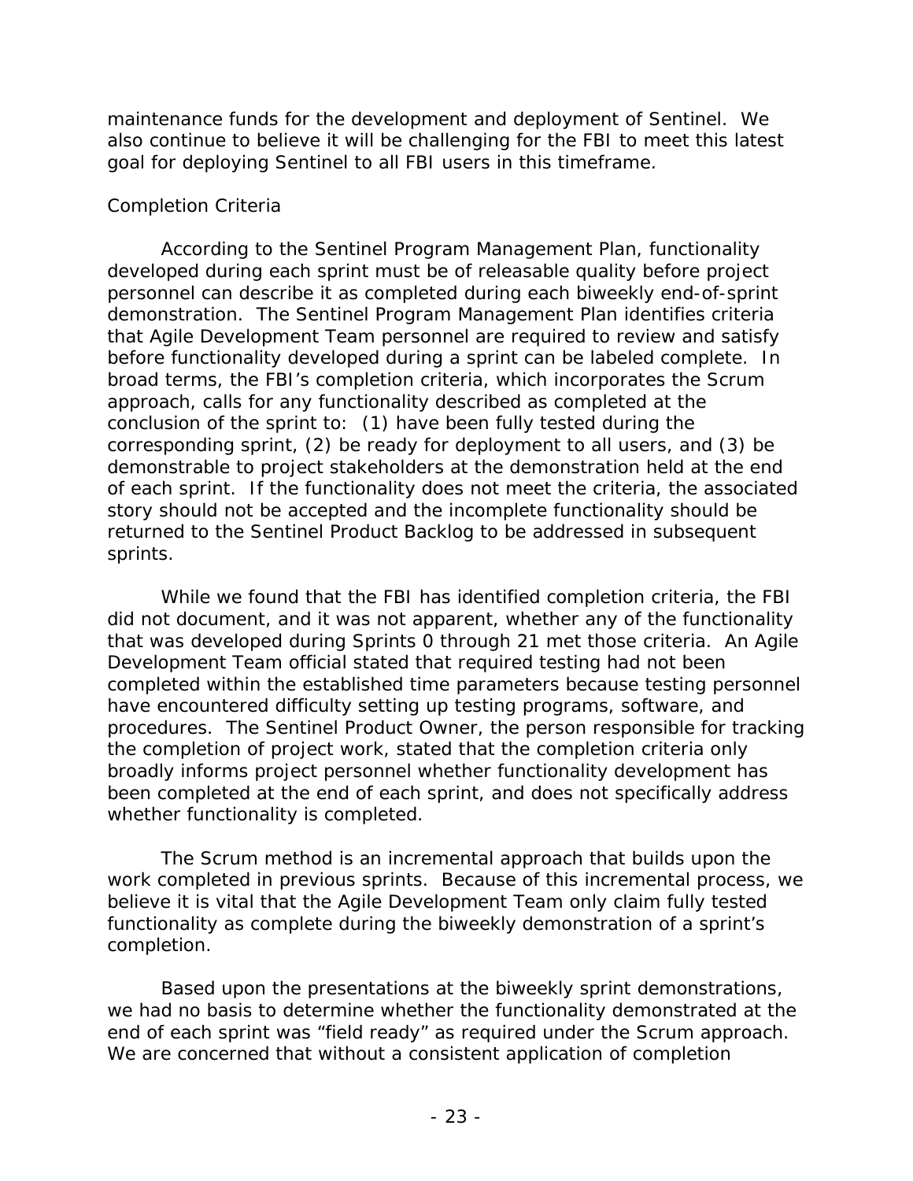maintenance funds for the development and deployment of Sentinel. We also continue to believe it will be challenging for the FBI to meet this latest goal for deploying Sentinel to all FBI users in this timeframe.

*Completion Criteria*

According to the Sentinel Program Management Plan, functionality developed during each sprint must be of releasable quality before project personnel can describe it as completed during each biweekly end-of-sprint demonstration. The Sentinel Program Management Plan identifies criteria that Agile Development Team personnel are required to review and satisfy before functionality developed during a sprint can be labeled complete. In broad terms, the FBI's completion criteria, which incorporates the Scrum approach, calls for any functionality described as completed at the conclusion of the sprint to: (1) have been fully tested during the corresponding sprint, (2) be ready for deployment to all users, and (3) be demonstrable to project stakeholders at the demonstration held at the end of each sprint. If the functionality does not meet the criteria, the associated story should not be accepted and the incomplete functionality should be returned to the Sentinel Product Backlog to be addressed in subsequent sprints.

While we found that the FBI has identified completion criteria, the FBI did not document, and it was not apparent, whether any of the functionality that was developed during Sprints 0 through 21 met those criteria. An Agile Development Team official stated that required testing had not been completed within the established time parameters because testing personnel have encountered difficulty setting up testing programs, software, and procedures. The Sentinel Product Owner, the person responsible for tracking the completion of project work, stated that the completion criteria only broadly informs project personnel whether functionality development has been completed at the end of each sprint, and does not specifically address whether functionality is completed.

The Scrum method is an incremental approach that builds upon the work completed in previous sprints. Because of this incremental process, we believe it is vital that the Agile Development Team only claim fully tested functionality as complete during the biweekly demonstration of a sprint's completion.

Based upon the presentations at the biweekly sprint demonstrations, we had no basis to determine whether the functionality demonstrated at the end of each sprint was "field ready" as required under the Scrum approach. We are concerned that without a consistent application of completion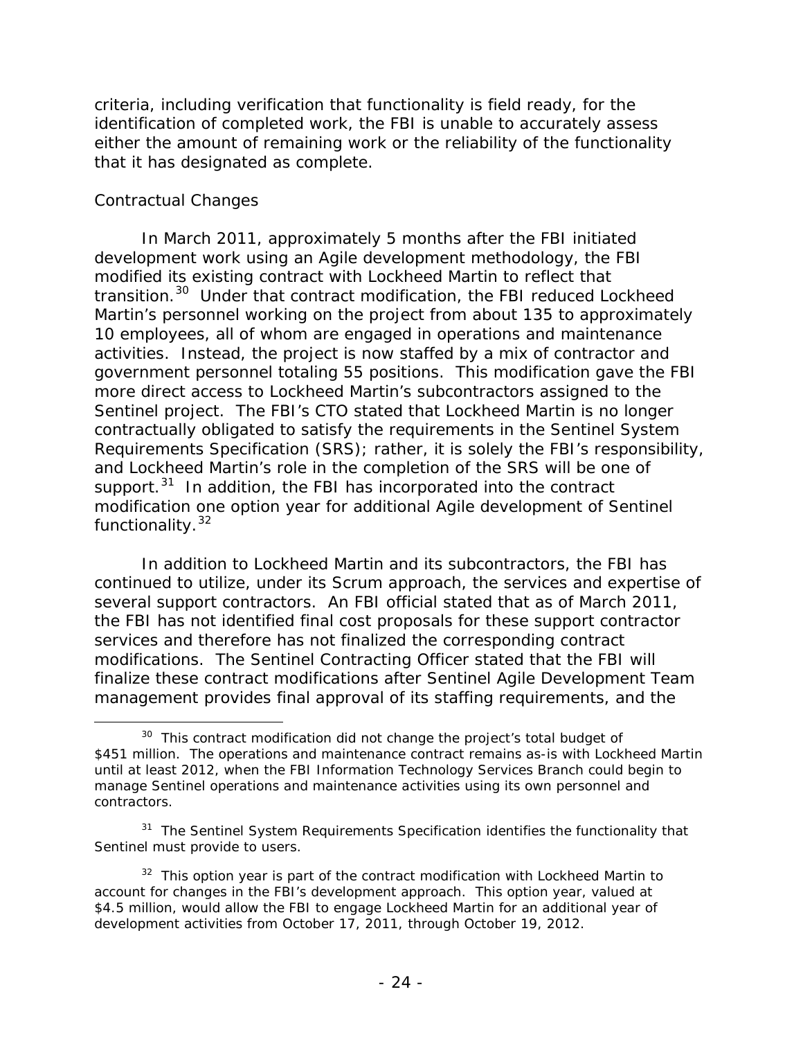criteria, including verification that functionality is field ready, for the identification of completed work, the FBI is unable to accurately assess either the amount of remaining work or the reliability of the functionality that it has designated as complete.

*Contractual Changes*

In March 2011, approximately 5 months after the FBI initiated development work using an Agile development methodology, the FBI modified its existing contract with Lockheed Martin to reflect that transition.[30] Under that contract modification, the FBI reduced Lockheed Martin's personnel working on the project from about 135 to approximately 10 employees, all of whom are engaged in operations and maintenance activities. Instead, the project is now staffed by a mix of contractor and government personnel totaling 55 positions. This modification gave the FBI more direct access to Lockheed Martin's subcontractors assigned to the Sentinel project. The FBI's CTO stated that Lockheed Martin is no longer contractually obligated to satisfy the requirements in the Sentinel System Requirements Specification (SRS); rather, it is solely the FBI's responsibility, and Lockheed Martin's role in the completion of the SRS will be one of support.[31] In addition, the FBI has incorporated into the contract modification one option year for additional Agile development of Sentinel functionality.[32]

In addition to Lockheed Martin and its subcontractors, the FBI has continued to utilize, under its Scrum approach, the services and expertise of several support contractors. An FBI official stated that as of March 2011, the FBI has not identified final cost proposals for these support contractor services and therefore has not finalized the corresponding contract modifications. The Sentinel Contracting Officer stated that the FBI will finalize these contract modifications after Sentinel Agile Development Team management provides final approval of its staffing requirements, and the

---

[30] This contract modification did not change the project's total budget of $451 million. The operations and maintenance contract remains as-is with Lockheed Martin until at least 2012, when the FBI Information Technology Services Branch could begin to manage Sentinel operations and maintenance activities using its own personnel and contractors.

[31] The Sentinel System Requirements Specification identifies the functionality that Sentinel must provide to users.

[32] This option year is part of the contract modification with Lockheed Martin to account for changes in the FBI's development approach. This option year, valued at $4.5 million, would allow the FBI to engage Lockheed Martin for an additional year of development activities from October 17, 2011, through October 19, 2012.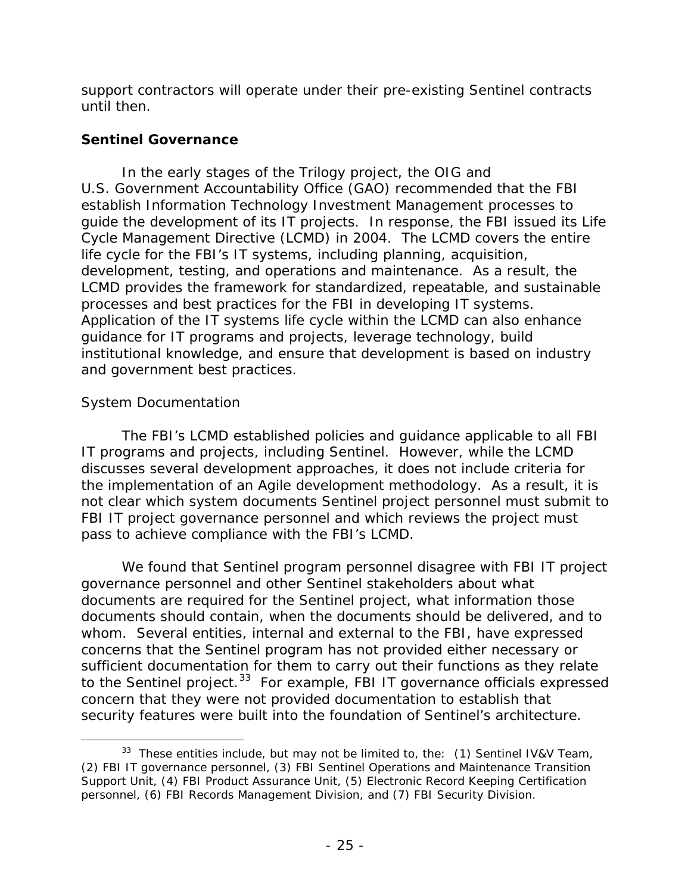support contractors will operate under their pre-existing Sentinel contracts until then.

**Sentinel Governance**

In the early stages of the Trilogy project, the OIG and U.S. Government Accountability Office (GAO) recommended that the FBI establish Information Technology Investment Management processes to guide the development of its IT projects. In response, the FBI issued its Life Cycle Management Directive (LCMD) in 2004. The LCMD covers the entire life cycle for the FBI's IT systems, including planning, acquisition, development, testing, and operations and maintenance. As a result, the LCMD provides the framework for standardized, repeatable, and sustainable processes and best practices for the FBI in developing IT systems. Application of the IT systems life cycle within the LCMD can also enhance guidance for IT programs and projects, leverage technology, build institutional knowledge, and ensure that development is based on industry and government best practices.

*System Documentation*

The FBI's LCMD established policies and guidance applicable to all FBI IT programs and projects, including Sentinel. However, while the LCMD discusses several development approaches, it does not include criteria for the implementation of an Agile development methodology. As a result, it is not clear which system documents Sentinel project personnel must submit to FBI IT project governance personnel and which reviews the project must pass to achieve compliance with the FBI's LCMD.

We found that Sentinel program personnel disagree with FBI IT project governance personnel and other Sentinel stakeholders about what documents are required for the Sentinel project, what information those documents should contain, when the documents should be delivered, and to whom. Several entities, internal and external to the FBI, have expressed concerns that the Sentinel program has not provided either necessary or sufficient documentation for them to carry out their functions as they relate to the Sentinel project.[33] For example, FBI IT governance officials expressed concern that they were not provided documentation to establish that security features were built into the foundation of Sentinel's architecture.

[33] These entities include, but may not be limited to, the: (1) Sentinel IV&V Team, (2) FBI IT governance personnel, (3) FBI Sentinel Operations and Maintenance Transition Support Unit, (4) FBI Product Assurance Unit, (5) Electronic Record Keeping Certification personnel, (6) FBI Records Management Division, and (7) FBI Security Division.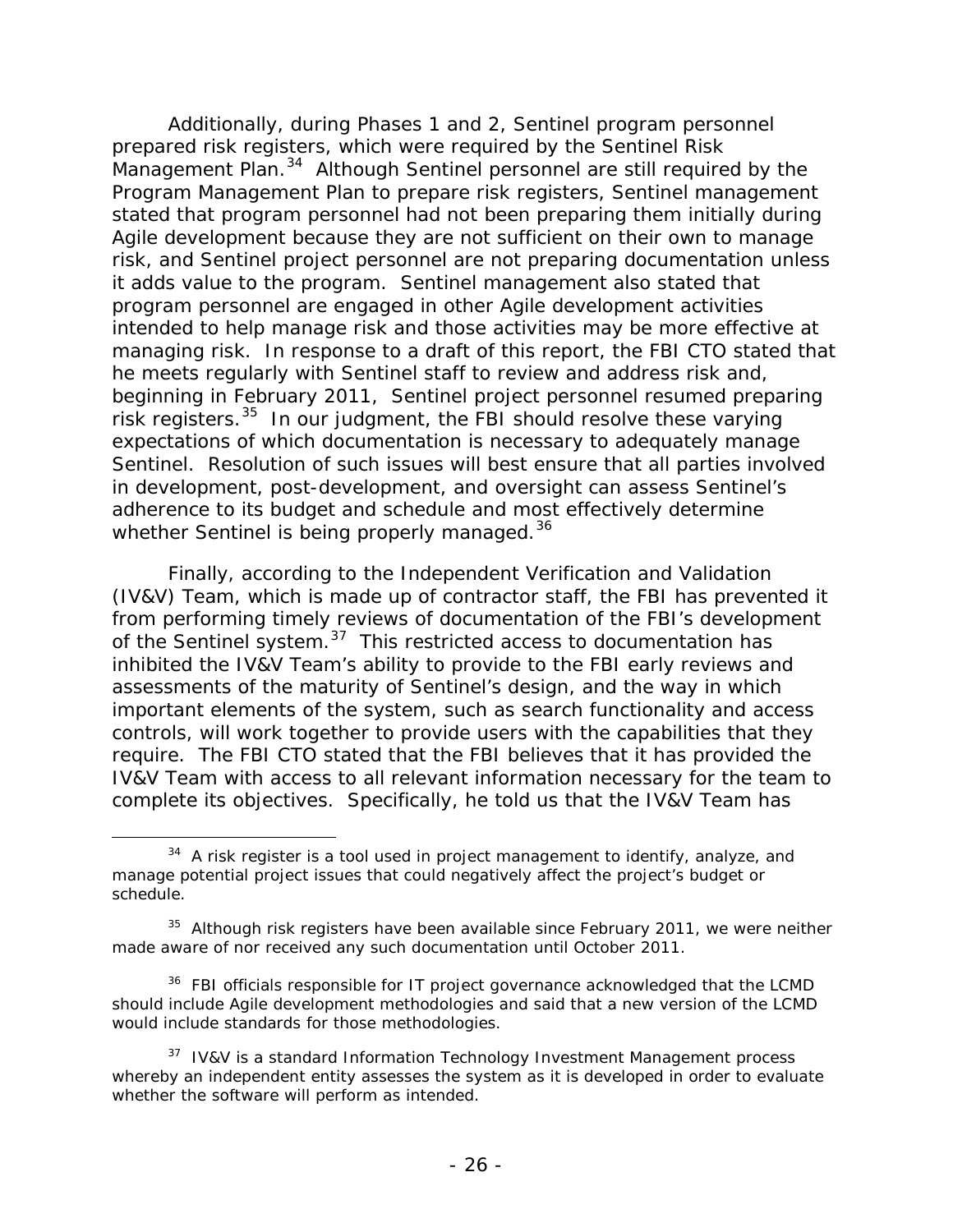Additionally, during Phases 1 and 2, Sentinel program personnel prepared risk registers, which were required by the Sentinel Risk Management Plan.[34] Although Sentinel personnel are still required by the Program Management Plan to prepare risk registers, Sentinel management stated that program personnel had not been preparing them initially during Agile development because they are not sufficient on their own to manage risk, and Sentinel project personnel are not preparing documentation unless it adds value to the program. Sentinel management also stated that program personnel are engaged in other Agile development activities intended to help manage risk and those activities may be more effective at managing risk. In response to a draft of this report, the FBI CTO stated that he meets regularly with Sentinel staff to review and address risk and, beginning in February 2011, Sentinel project personnel resumed preparing risk registers.[35] In our judgment, the FBI should resolve these varying expectations of which documentation is necessary to adequately manage Sentinel. Resolution of such issues will best ensure that all parties involved in development, post-development, and oversight can assess Sentinel's adherence to its budget and schedule and most effectively determine whether Sentinel is being properly managed.[36]

Finally, according to the Independent Verification and Validation (IV&V) Team, which is made up of contractor staff, the FBI has prevented it from performing timely reviews of documentation of the FBI's development of the Sentinel system.[37] This restricted access to documentation has inhibited the IV&V Team's ability to provide to the FBI early reviews and assessments of the maturity of Sentinel's design, and the way in which important elements of the system, such as search functionality and access controls, will work together to provide users with the capabilities that they require. The FBI CTO stated that the FBI believes that it has provided the IV&V Team with access to all relevant information necessary for the team to complete its objectives. Specifically, he told us that the IV&V Team has

---

[34] A risk register is a tool used in project management to identify, analyze, and manage potential project issues that could negatively affect the project's budget or schedule.

[35] Although risk registers have been available since February 2011, we were neither made aware of nor received any such documentation until October 2011.

[36] FBI officials responsible for IT project governance acknowledged that the LCMD should include Agile development methodologies and said that a new version of the LCMD would include standards for those methodologies.

[37] IV&V is a standard Information Technology Investment Management process whereby an independent entity assesses the system as it is developed in order to evaluate whether the software will perform as intended.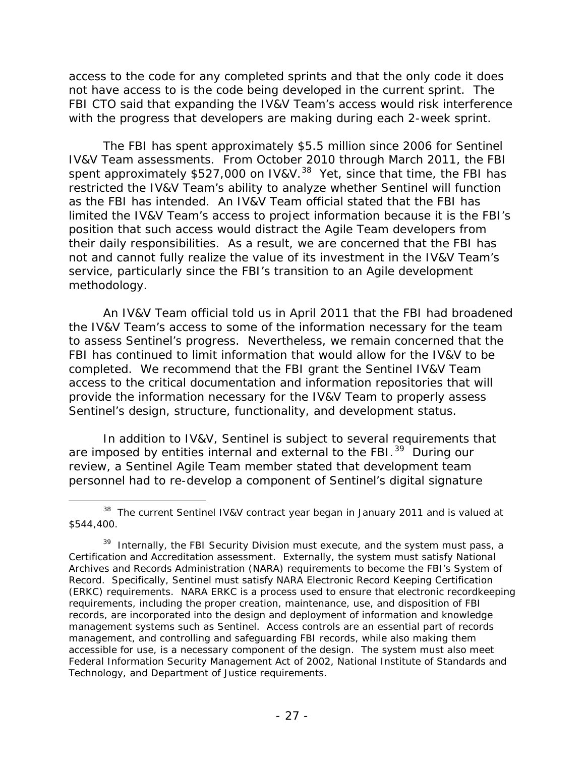access to the code for any completed sprints and that the only code it does not have access to is the code being developed in the current sprint. The FBI CTO said that expanding the IV&V Team's access would risk interference with the progress that developers are making during each 2-week sprint.

The FBI has spent approximately $5.5 million since 2006 for Sentinel IV&V Team assessments. From October 2010 through March 2011, the FBI spent approximately $527,000 on IV&V.[38] Yet, since that time, the FBI has restricted the IV&V Team's ability to analyze whether Sentinel will function as the FBI has intended. An IV&V Team official stated that the FBI has limited the IV&V Team's access to project information because it is the FBI's position that such access would distract the Agile Team developers from their daily responsibilities. As a result, we are concerned that the FBI has not and cannot fully realize the value of its investment in the IV&V Team's service, particularly since the FBI's transition to an Agile development methodology.

An IV&V Team official told us in April 2011 that the FBI had broadened the IV&V Team's access to some of the information necessary for the team to assess Sentinel's progress. Nevertheless, we remain concerned that the FBI has continued to limit information that would allow for the IV&V to be completed. We recommend that the FBI grant the Sentinel IV&V Team access to the critical documentation and information repositories that will provide the information necessary for the IV&V Team to properly assess Sentinel's design, structure, functionality, and development status.

In addition to IV&V, Sentinel is subject to several requirements that are imposed by entities internal and external to the FBI.[39] During our review, a Sentinel Agile Team member stated that development team personnel had to re-develop a component of Sentinel's digital signature

---

[38] The current Sentinel IV&V contract year began in January 2011 and is valued at $544,400.

[39] Internally, the FBI Security Division must execute, and the system must pass, a Certification and Accreditation assessment. Externally, the system must satisfy National Archives and Records Administration (NARA) requirements to become the FBI's System of Record. Specifically, Sentinel must satisfy NARA Electronic Record Keeping Certification (ERKC) requirements. NARA ERKC is a process used to ensure that electronic recordkeeping requirements, including the proper creation, maintenance, use, and disposition of FBI records, are incorporated into the design and deployment of information and knowledge management systems such as Sentinel. Access controls are an essential part of records management, and controlling and safeguarding FBI records, while also making them accessible for use, is a necessary component of the design. The system must also meet Federal Information Security Management Act of 2002, National Institute of Standards and Technology, and Department of Justice requirements.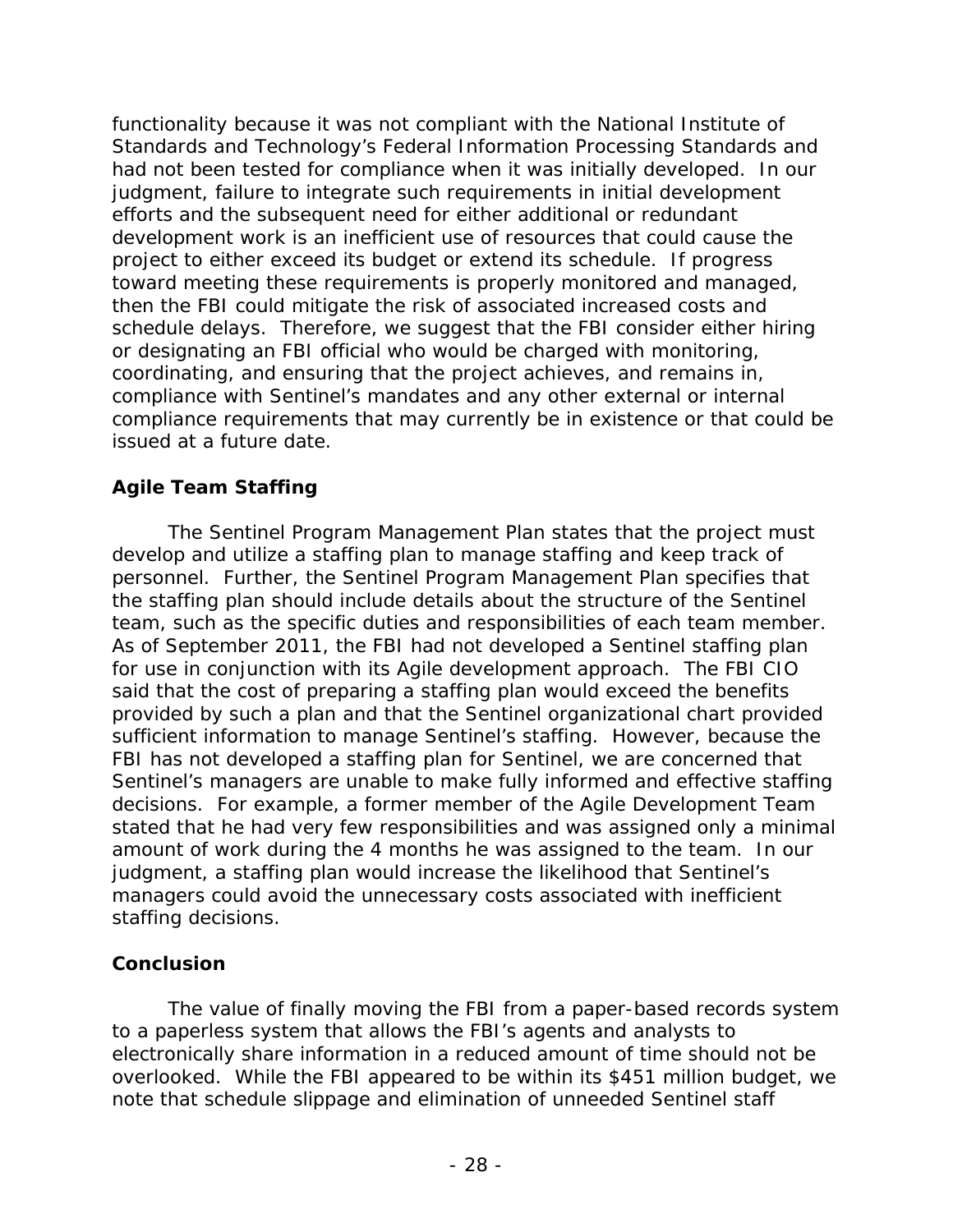functionality because it was not compliant with the National Institute of Standards and Technology's Federal Information Processing Standards and had not been tested for compliance when it was initially developed. In our judgment, failure to integrate such requirements in initial development efforts and the subsequent need for either additional or redundant development work is an inefficient use of resources that could cause the project to either exceed its budget or extend its schedule. If progress toward meeting these requirements is properly monitored and managed, then the FBI could mitigate the risk of associated increased costs and schedule delays. Therefore, we suggest that the FBI consider either hiring or designating an FBI official who would be charged with monitoring, coordinating, and ensuring that the project achieves, and remains in, compliance with Sentinel's mandates and any other external or internal compliance requirements that may currently be in existence or that could be issued at a future date.

## Agile Team Staffing

The Sentinel Program Management Plan states that the project must develop and utilize a staffing plan to manage staffing and keep track of personnel. Further, the Sentinel Program Management Plan specifies that the staffing plan should include details about the structure of the Sentinel team, such as the specific duties and responsibilities of each team member. As of September 2011, the FBI had not developed a Sentinel staffing plan for use in conjunction with its Agile development approach. The FBI CIO said that the cost of preparing a staffing plan would exceed the benefits provided by such a plan and that the Sentinel organizational chart provided sufficient information to manage Sentinel's staffing. However, because the FBI has not developed a staffing plan for Sentinel, we are concerned that Sentinel's managers are unable to make fully informed and effective staffing decisions. For example, a former member of the Agile Development Team stated that he had very few responsibilities and was assigned only a minimal amount of work during the 4 months he was assigned to the team. In our judgment, a staffing plan would increase the likelihood that Sentinel's managers could avoid the unnecessary costs associated with inefficient staffing decisions.

## Conclusion

The value of finally moving the FBI from a paper-based records system to a paperless system that allows the FBI's agents and analysts to electronically share information in a reduced amount of time should not be overlooked. While the FBI appeared to be within its $451 million budget, we note that schedule slippage and elimination of unneeded Sentinel staff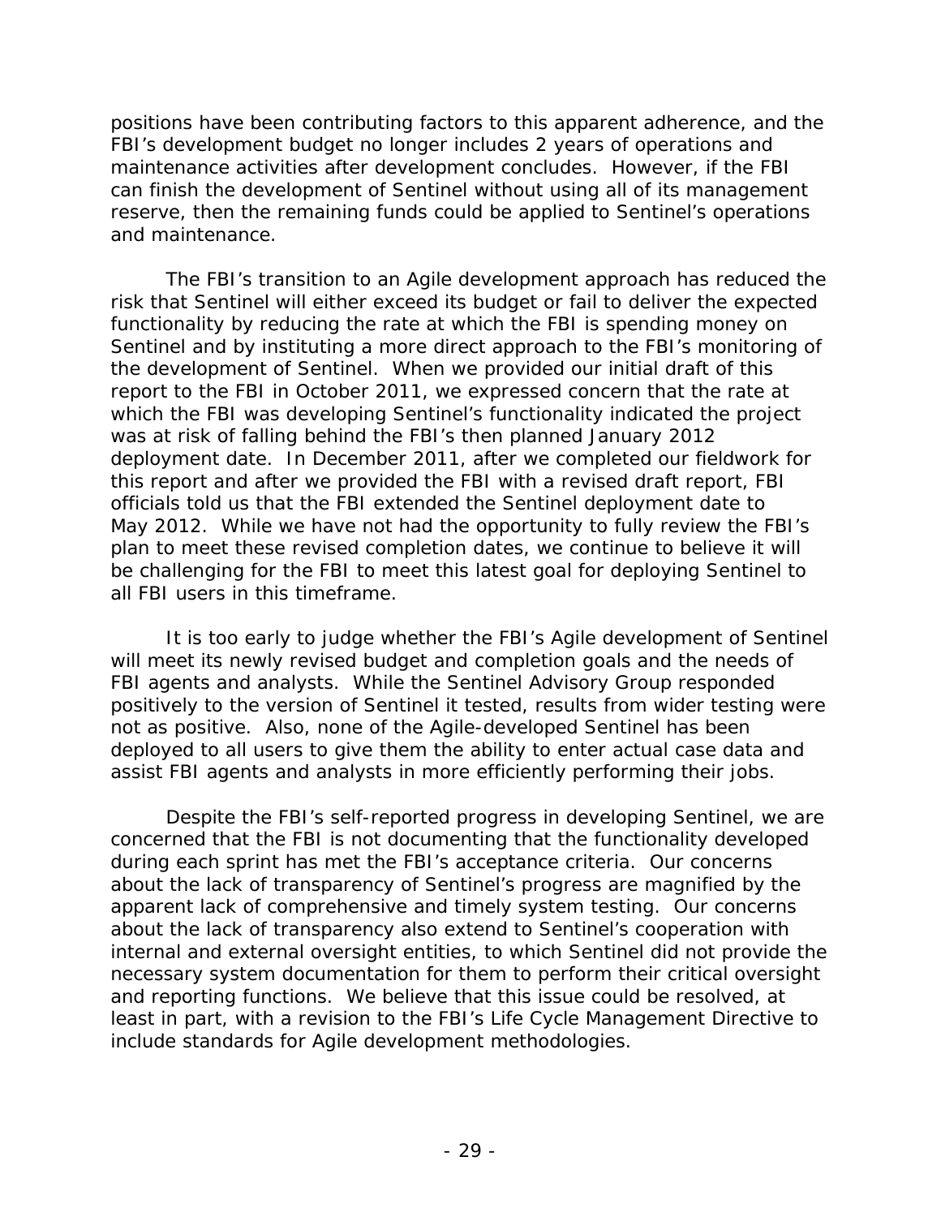positions have been contributing factors to this apparent adherence, and the FBI's development budget no longer includes 2 years of operations and maintenance activities after development concludes. However, if the FBI can finish the development of Sentinel without using all of its management reserve, then the remaining funds could be applied to Sentinel's operations and maintenance.

The FBI's transition to an Agile development approach has reduced the risk that Sentinel will either exceed its budget or fail to deliver the expected functionality by reducing the rate at which the FBI is spending money on Sentinel and by instituting a more direct approach to the FBI's monitoring of the development of Sentinel. When we provided our initial draft of this report to the FBI in October 2011, we expressed concern that the rate at which the FBI was developing Sentinel's functionality indicated the project was at risk of falling behind the FBI's then planned January 2012 deployment date. In December 2011, after we completed our fieldwork for this report and after we provided the FBI with a revised draft report, FBI officials told us that the FBI extended the Sentinel deployment date to May 2012. While we have not had the opportunity to fully review the FBI's plan to meet these revised completion dates, we continue to believe it will be challenging for the FBI to meet this latest goal for deploying Sentinel to all FBI users in this timeframe.

It is too early to judge whether the FBI's Agile development of Sentinel will meet its newly revised budget and completion goals and the needs of FBI agents and analysts. While the Sentinel Advisory Group responded positively to the version of Sentinel it tested, results from wider testing were not as positive. Also, none of the Agile-developed Sentinel has been deployed to all users to give them the ability to enter actual case data and assist FBI agents and analysts in more efficiently performing their jobs.

Despite the FBI's self-reported progress in developing Sentinel, we are concerned that the FBI is not documenting that the functionality developed during each sprint has met the FBI's acceptance criteria. Our concerns about the lack of transparency of Sentinel's progress are magnified by the apparent lack of comprehensive and timely system testing. Our concerns about the lack of transparency also extend to Sentinel's cooperation with internal and external oversight entities, to which Sentinel did not provide the necessary system documentation for them to perform their critical oversight and reporting functions. We believe that this issue could be resolved, at least in part, with a revision to the FBI's Life Cycle Management Directive to include standards for Agile development methodologies.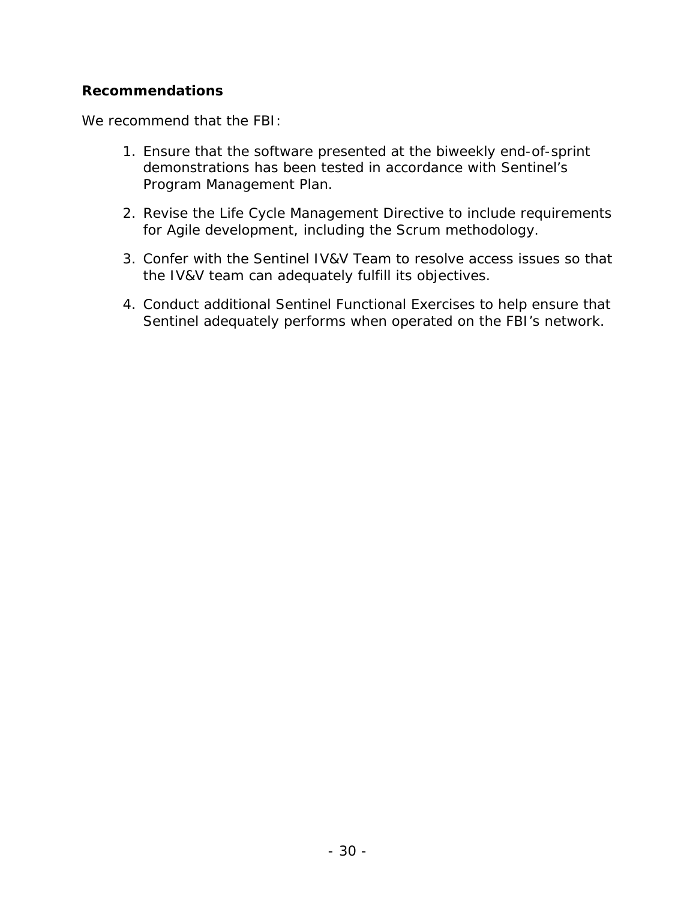### Recommendations

We recommend that the FBI:

1. Ensure that the software presented at the biweekly end-of-sprint demonstrations has been tested in accordance with Sentinel's Program Management Plan.

2. Revise the Life Cycle Management Directive to include requirements for Agile development, including the Scrum methodology.

3. Confer with the Sentinel IV&V Team to resolve access issues so that the IV&V team can adequately fulfill its objectives.

4. Conduct additional Sentinel Functional Exercises to help ensure that Sentinel adequately performs when operated on the FBI's network.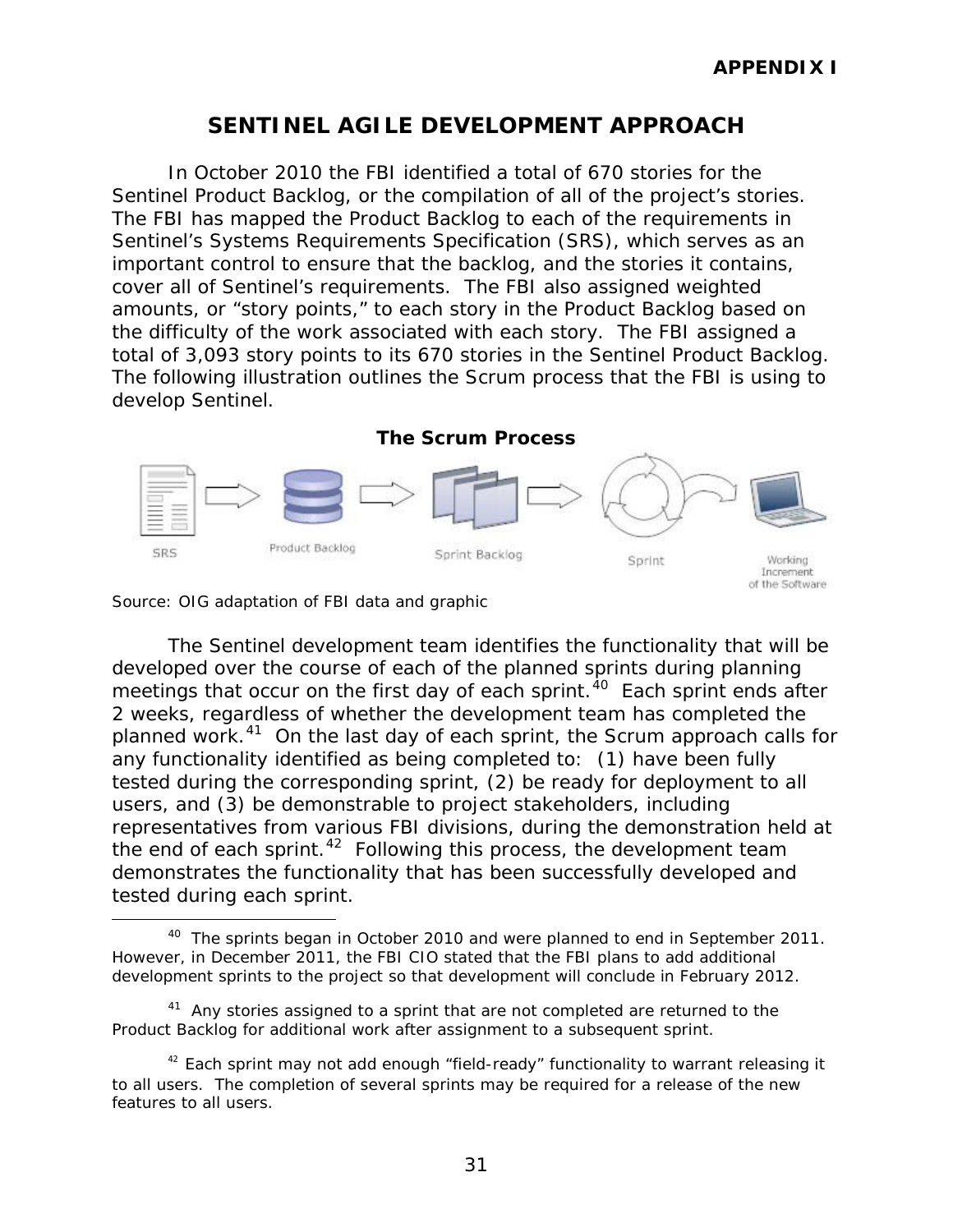**APPENDIX I**

# SENTINEL AGILE DEVELOPMENT APPROACH

In October 2010 the FBI identified a total of 670 stories for the Sentinel Product Backlog, or the compilation of all of the project's stories. The FBI has mapped the Product Backlog to each of the requirements in Sentinel's Systems Requirements Specification (SRS), which serves as an important control to ensure that the backlog, and the stories it contains, cover all of Sentinel's requirements. The FBI also assigned weighted amounts, or "story points," to each story in the Product Backlog based on the difficulty of the work associated with each story. The FBI assigned a total of 3,093 story points to its 670 stories in the Sentinel Product Backlog. The following illustration outlines the Scrum process that the FBI is using to develop Sentinel.

**The Scrum Process**

SRS → Product Backlog → Sprint Backlog → Sprint → Working Increment of the Software

Source: OIG adaptation of FBI data and graphic

The Sentinel development team identifies the functionality that will be developed over the course of each of the planned sprints during planning meetings that occur on the first day of each sprint.[40] Each sprint ends after 2 weeks, regardless of whether the development team has completed the planned work.[41] On the last day of each sprint, the Scrum approach calls for any functionality identified as being completed to: (1) have been fully tested during the corresponding sprint, (2) be ready for deployment to all users, and (3) be demonstrable to project stakeholders, including representatives from various FBI divisions, during the demonstration held at the end of each sprint.[42] Following this process, the development team demonstrates the functionality that has been successfully developed and tested during each sprint.

---

[40] The sprints began in October 2010 and were planned to end in September 2011. However, in December 2011, the FBI CIO stated that the FBI plans to add additional development sprints to the project so that development will conclude in February 2012.

[41] Any stories assigned to a sprint that are not completed are returned to the Product Backlog for additional work after assignment to a subsequent sprint.

[42] Each sprint may not add enough "field-ready" functionality to warrant releasing it to all users. The completion of several sprints may be required for a release of the new features to all users.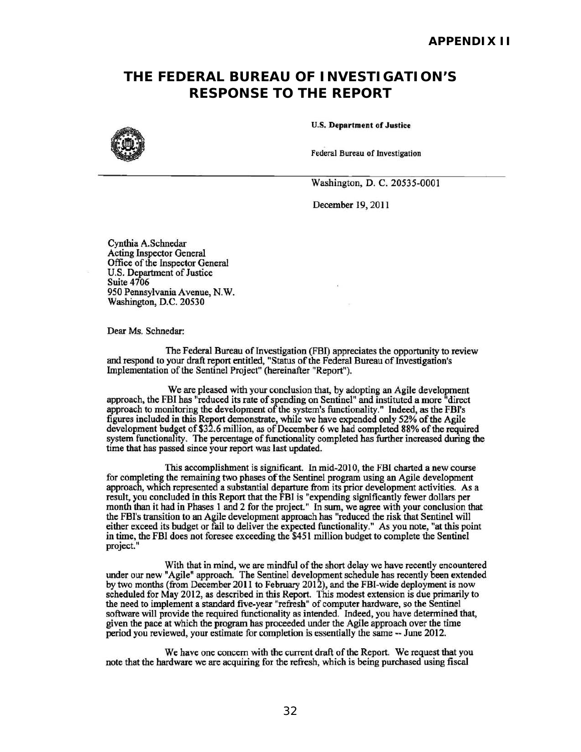# APPENDIX II

# THE FEDERAL BUREAU OF INVESTIGATION'S RESPONSE TO THE REPORT

**U.S. Department of Justice**

Federal Bureau of Investigation

Washington, D. C. 20535-0001

December 19, 2011

Cynthia A. Schnedar
Acting Inspector General
Office of the Inspector General
U.S. Department of Justice
Suite 4706
950 Pennsylvania Avenue, N.W.
Washington, D.C. 20530

Dear Ms. Schnedar:

The Federal Bureau of Investigation (FBI) appreciates the opportunity to review and respond to your draft report entitled, "Status of the Federal Bureau of Investigation's Implementation of the Sentinel Project" (hereinafter "Report").

We are pleased with your conclusion that, by adopting an Agile development approach, the FBI has "reduced its rate of spending on Sentinel" and instituted a more "direct approach to monitoring the development of the system's functionality." Indeed, as the FBI's figures included in this Report demonstrate, while we have expended only 52% of the Agile development budget of $32.6 million, as of December 6 we had completed 88% of the required system functionality. The percentage of functionality completed has further increased during the time that has passed since your report was last updated.

This accomplishment is significant. In mid-2010, the FBI charted a new course for completing the remaining two phases of the Sentinel program using an Agile development approach, which represented a substantial departure from its prior development activities. As a result, you concluded in this Report that the FBI is "expending significantly fewer dollars per month than it had in Phases 1 and 2 for the project." In sum, we agree with your conclusion that the FBI's transition to an Agile development approach has "reduced the risk that Sentinel will either exceed its budget or fail to deliver the expected functionality." As you note, "at this point in time, the FBI does not foresee exceeding the $451 million budget to complete the Sentinel project."

With that in mind, we are mindful of the short delay we have recently encountered under our new "Agile" approach. The Sentinel development schedule has recently been extended by two months (from December 2011 to February 2012), and the FBI-wide deployment is now scheduled for May 2012, as described in this Report. This modest extension is due primarily to the need to implement a standard five-year "refresh" of computer hardware, so the Sentinel software will provide the required functionality as intended. Indeed, you have determined that, given the pace at which the program has proceeded under the Agile approach over the time period you reviewed, your estimate for completion is essentially the same -- June 2012.

We have one concern with the current draft of the Report. We request that you note that the hardware we are acquiring for the refresh, which is being purchased using fiscal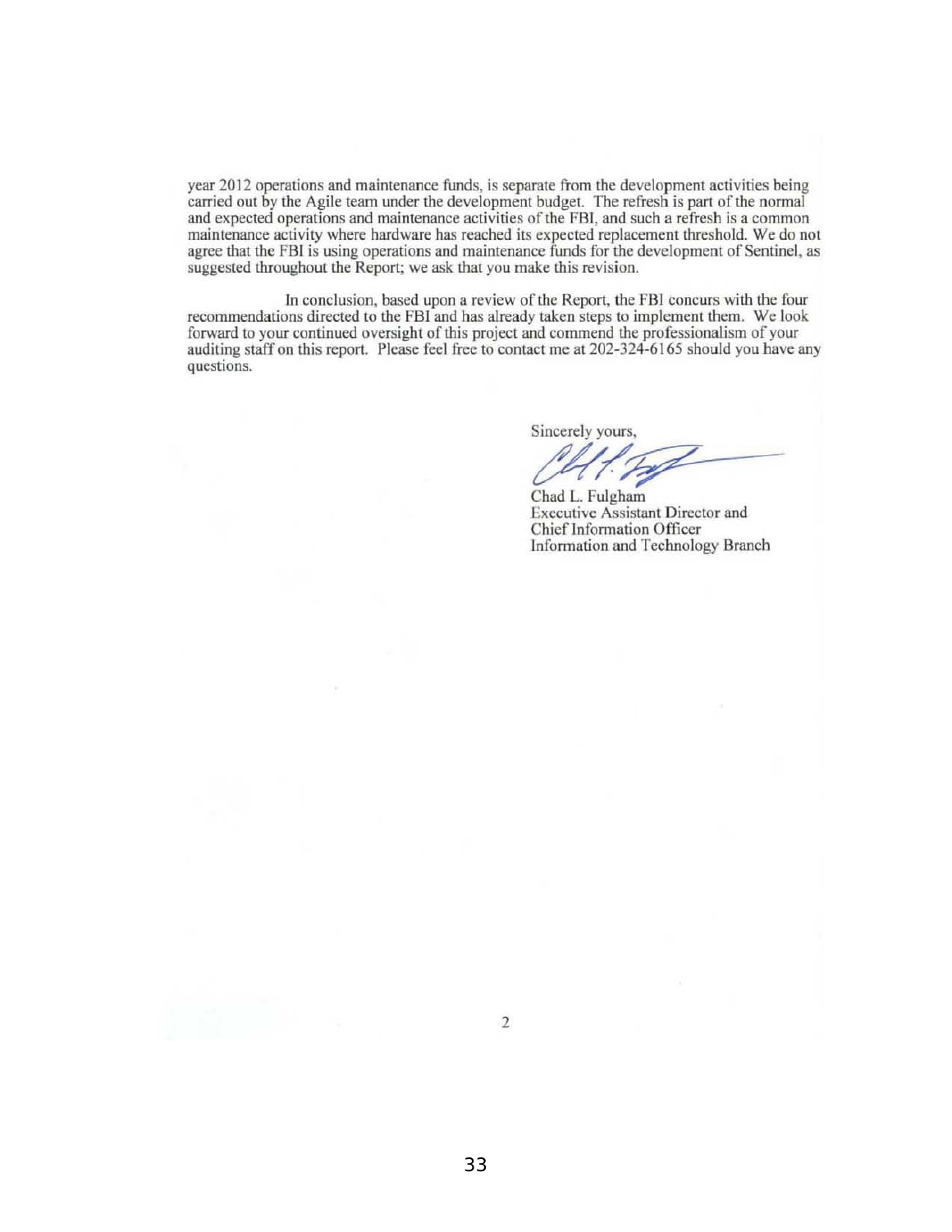year 2012 operations and maintenance funds, is separate from the development activities being carried out by the Agile team under the development budget. The refresh is part of the normal and expected operations and maintenance activities of the FBI, and such a refresh is a common maintenance activity where hardware has reached its expected replacement threshold. We do not agree that the FBI is using operations and maintenance funds for the development of Sentinel, as suggested throughout the Report; we ask that you make this revision.

In conclusion, based upon a review of the Report, the FBI concurs with the four recommendations directed to the FBI and has already taken steps to implement them. We look forward to your continued oversight of this project and commend the professionalism of your auditing staff on this report. Please feel free to contact me at 202-324-6165 should you have any questions.

Sincerely yours,

Chad L. Fulgham
Executive Assistant Director and
Chief Information Officer
Information and Technology Branch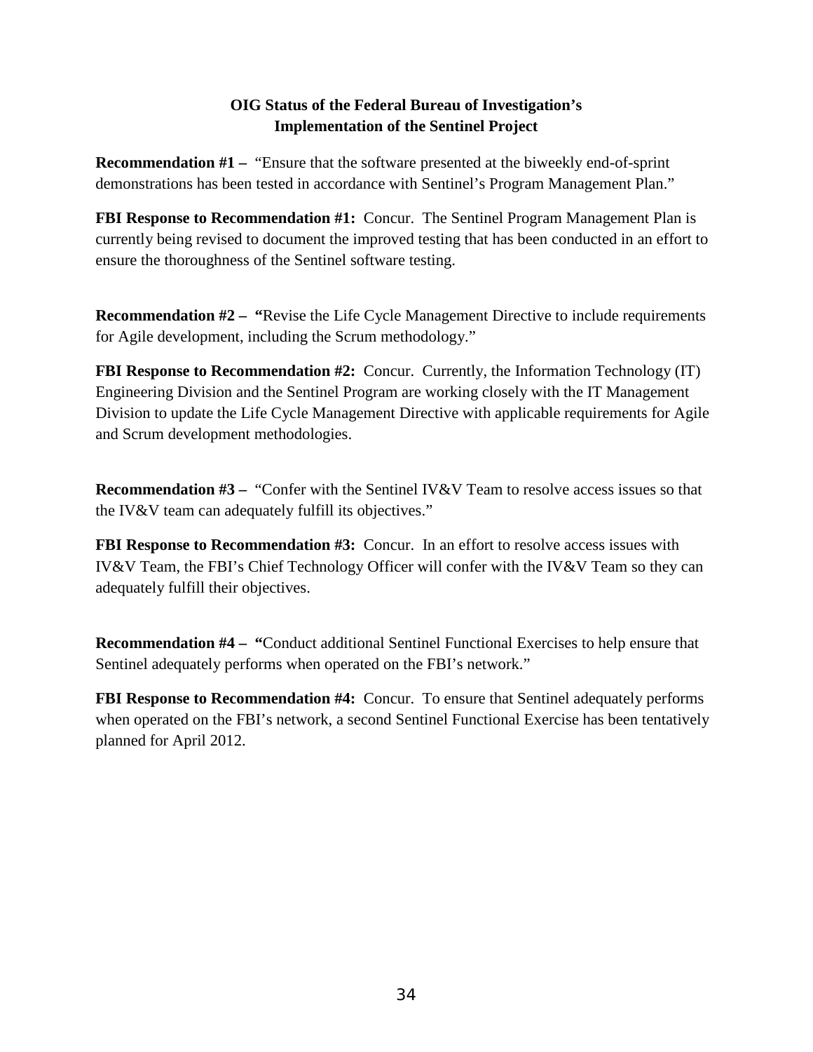**OIG Status of the Federal Bureau of Investigation's Implementation of the Sentinel Project**

**Recommendation #1 –** "Ensure that the software presented at the biweekly end-of-sprint demonstrations has been tested in accordance with Sentinel's Program Management Plan."

**FBI Response to Recommendation #1:** Concur. The Sentinel Program Management Plan is currently being revised to document the improved testing that has been conducted in an effort to ensure the thoroughness of the Sentinel software testing.

**Recommendation #2 – "**Revise the Life Cycle Management Directive to include requirements for Agile development, including the Scrum methodology."

**FBI Response to Recommendation #2:** Concur. Currently, the Information Technology (IT) Engineering Division and the Sentinel Program are working closely with the IT Management Division to update the Life Cycle Management Directive with applicable requirements for Agile and Scrum development methodologies.

**Recommendation #3 –** "Confer with the Sentinel IV&V Team to resolve access issues so that the IV&V team can adequately fulfill its objectives."

**FBI Response to Recommendation #3:** Concur. In an effort to resolve access issues with IV&V Team, the FBI's Chief Technology Officer will confer with the IV&V Team so they can adequately fulfill their objectives.

**Recommendation #4 – "**Conduct additional Sentinel Functional Exercises to help ensure that Sentinel adequately performs when operated on the FBI's network."

**FBI Response to Recommendation #4:** Concur. To ensure that Sentinel adequately performs when operated on the FBI's network, a second Sentinel Functional Exercise has been tentatively planned for April 2012.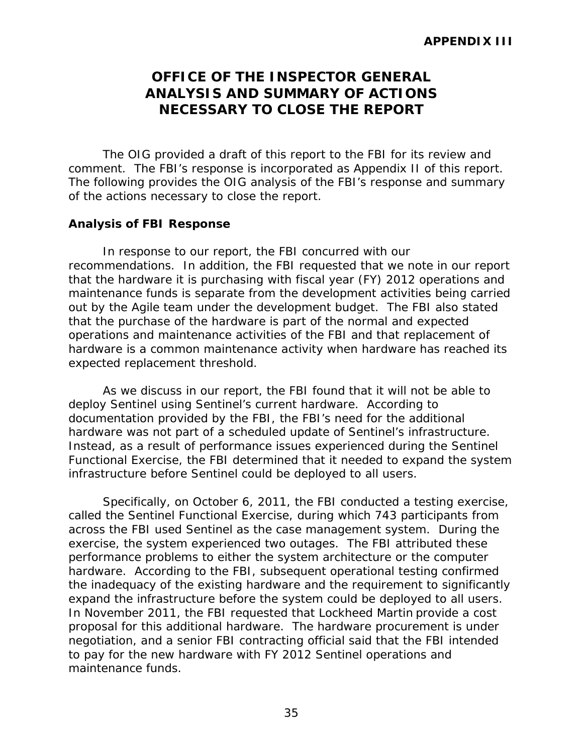**APPENDIX III**

# OFFICE OF THE INSPECTOR GENERAL ANALYSIS AND SUMMARY OF ACTIONS NECESSARY TO CLOSE THE REPORT

The OIG provided a draft of this report to the FBI for its review and comment. The FBI's response is incorporated as Appendix II of this report. The following provides the OIG analysis of the FBI's response and summary of the actions necessary to close the report.

### Analysis of FBI Response

In response to our report, the FBI concurred with our recommendations. In addition, the FBI requested that we note in our report that the hardware it is purchasing with fiscal year (FY) 2012 operations and maintenance funds is separate from the development activities being carried out by the Agile team under the development budget. The FBI also stated that the purchase of the hardware is part of the normal and expected operations and maintenance activities of the FBI and that replacement of hardware is a common maintenance activity when hardware has reached its expected replacement threshold.

As we discuss in our report, the FBI found that it will not be able to deploy Sentinel using Sentinel's current hardware. According to documentation provided by the FBI, the FBI's need for the additional hardware was not part of a scheduled update of Sentinel's infrastructure. Instead, as a result of performance issues experienced during the Sentinel Functional Exercise, the FBI determined that it needed to expand the system infrastructure before Sentinel could be deployed to all users.

Specifically, on October 6, 2011, the FBI conducted a testing exercise, called the Sentinel Functional Exercise, during which 743 participants from across the FBI used Sentinel as the case management system. During the exercise, the system experienced two outages. The FBI attributed these performance problems to either the system architecture or the computer hardware. According to the FBI, subsequent operational testing confirmed the inadequacy of the existing hardware and the requirement to significantly expand the infrastructure before the system could be deployed to all users. In November 2011, the FBI requested that Lockheed Martin provide a cost proposal for this additional hardware. The hardware procurement is under negotiation, and a senior FBI contracting official said that the FBI intended to pay for the new hardware with FY 2012 Sentinel operations and maintenance funds.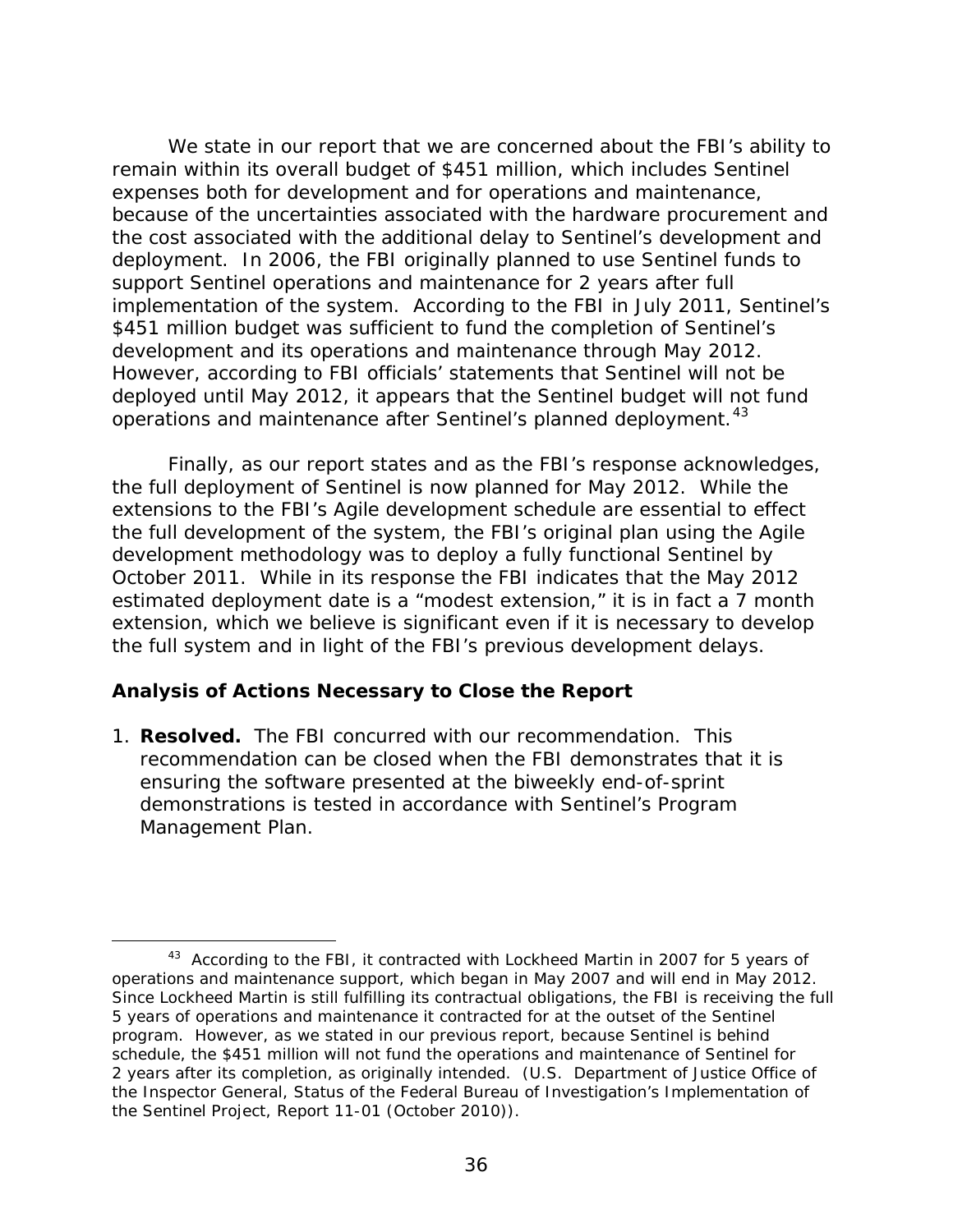We state in our report that we are concerned about the FBI's ability to remain within its overall budget of $451 million, which includes Sentinel expenses both for development and for operations and maintenance, because of the uncertainties associated with the hardware procurement and the cost associated with the additional delay to Sentinel's development and deployment. In 2006, the FBI originally planned to use Sentinel funds to support Sentinel operations and maintenance for 2 years after full implementation of the system. According to the FBI in July 2011, Sentinel's $451 million budget was sufficient to fund the completion of Sentinel's development and its operations and maintenance through May 2012. However, according to FBI officials' statements that Sentinel will not be deployed until May 2012, it appears that the Sentinel budget will not fund operations and maintenance after Sentinel's planned deployment.[43]

Finally, as our report states and as the FBI's response acknowledges, the full deployment of Sentinel is now planned for May 2012. While the extensions to the FBI's Agile development schedule are essential to effect the full development of the system, the FBI's original plan using the Agile development methodology was to deploy a fully functional Sentinel by October 2011. While in its response the FBI indicates that the May 2012 estimated deployment date is a "modest extension," it is in fact a 7 month extension, which we believe is significant even if it is necessary to develop the full system and in light of the FBI's previous development delays.

### Analysis of Actions Necessary to Close the Report

1. **Resolved.** The FBI concurred with our recommendation. This recommendation can be closed when the FBI demonstrates that it is ensuring the software presented at the biweekly end-of-sprint demonstrations is tested in accordance with Sentinel's Program Management Plan.

---

[43] According to the FBI, it contracted with Lockheed Martin in 2007 for 5 years of operations and maintenance support, which began in May 2007 and will end in May 2012. Since Lockheed Martin is still fulfilling its contractual obligations, the FBI is receiving the full 5 years of operations and maintenance it contracted for at the outset of the Sentinel program. However, as we stated in our previous report, because Sentinel is behind schedule, the $451 million will not fund the operations and maintenance of Sentinel for 2 years after its completion, as originally intended. (U.S. Department of Justice Office of the Inspector General, Status of the Federal Bureau of Investigation's Implementation of the Sentinel Project, Report 11-01 (October 2010)).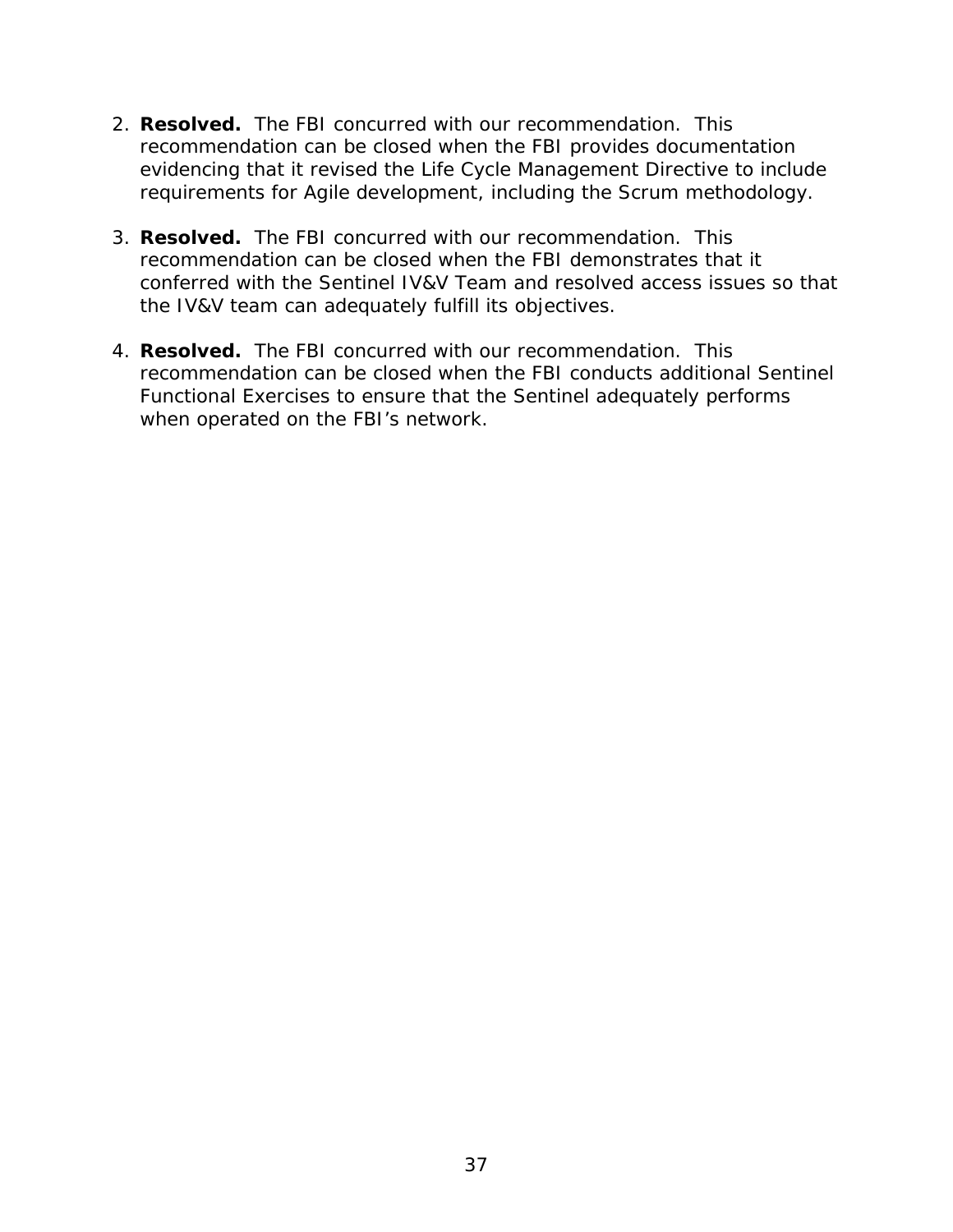2. **Resolved.** The FBI concurred with our recommendation. This recommendation can be closed when the FBI provides documentation evidencing that it revised the Life Cycle Management Directive to include requirements for Agile development, including the Scrum methodology.

3. **Resolved.** The FBI concurred with our recommendation. This recommendation can be closed when the FBI demonstrates that it conferred with the Sentinel IV&V Team and resolved access issues so that the IV&V team can adequately fulfill its objectives.

4. **Resolved.** The FBI concurred with our recommendation. This recommendation can be closed when the FBI conducts additional Sentinel Functional Exercises to ensure that the Sentinel adequately performs when operated on the FBI's network.